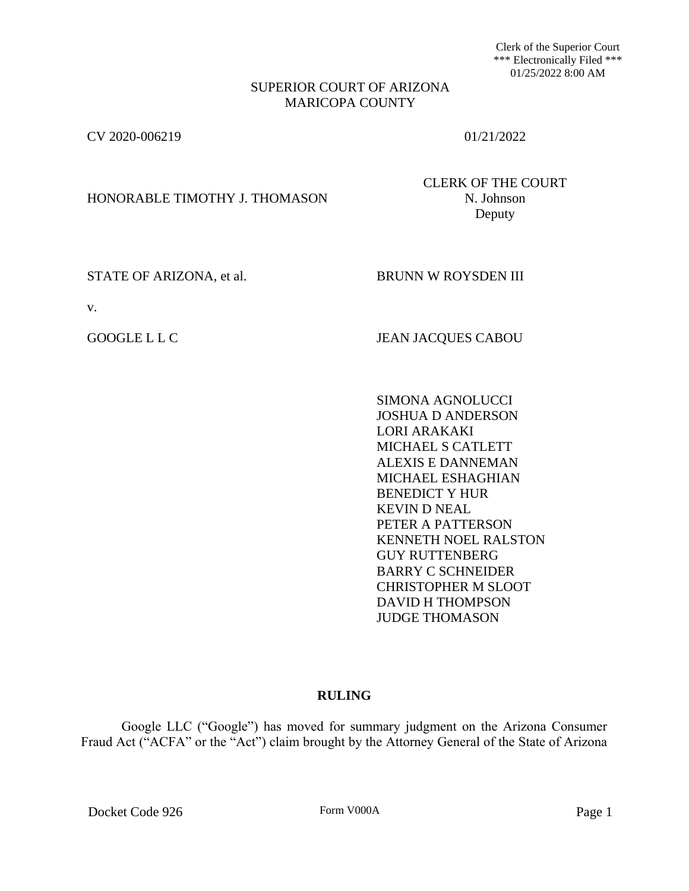Clerk of the Superior Court
*** Electronically Filed ***
01/25/2022 8:00 AM

SUPERIOR COURT OF ARIZONA
MARICOPA COUNTY

CV 2020-006219 01/21/2022

HONORABLE TIMOTHY J. THOMASON

CLERK OF THE COURT
N. Johnson
Deputy

STATE OF ARIZONA, et al. BRUNN W ROYSDEN III

v.

GOOGLE L L C JEAN JACQUES CABOU

SIMONA AGNOLUCCI
JOSHUA D ANDERSON
LORI ARAKAKI
MICHAEL S CATLETT
ALEXIS E DANNEMAN
MICHAEL ESHAGHIAN
BENEDICT Y HUR
KEVIN D NEAL
PETER A PATTERSON
KENNETH NOEL RALSTON
GUY RUTTENBERG
BARRY C SCHNEIDER
CHRISTOPHER M SLOOT
DAVID H THOMPSON
JUDGE THOMASON

**RULING**

Google LLC ("Google") has moved for summary judgment on the Arizona Consumer Fraud Act ("ACFA" or the "Act") claim brought by the Attorney General of the State of Arizona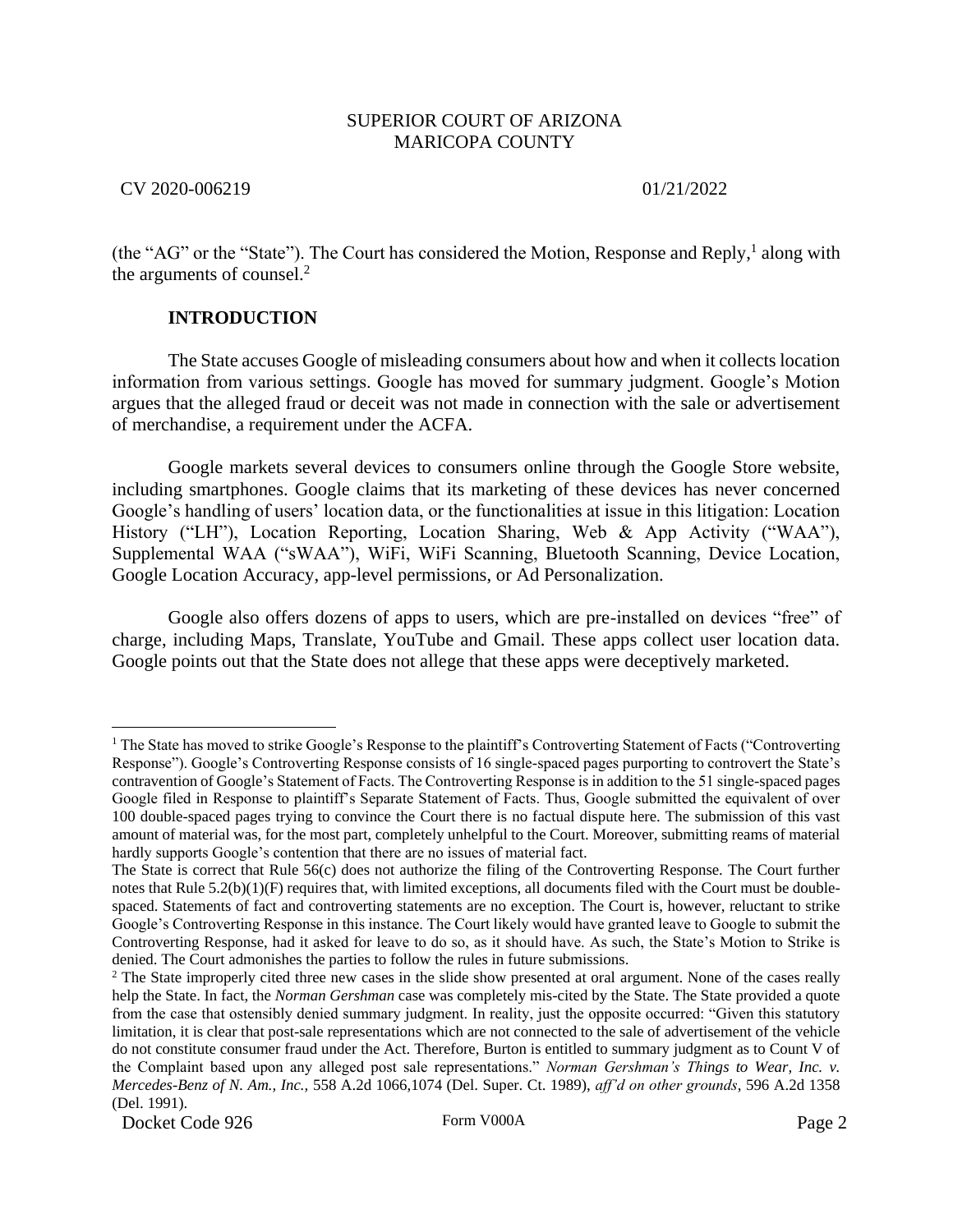(the "AG" or the "State"). The Court has considered the Motion, Response and Reply,[1] along with the arguments of counsel.[2]

**INTRODUCTION**

The State accuses Google of misleading consumers about how and when it collects location information from various settings. Google has moved for summary judgment. Google's Motion argues that the alleged fraud or deceit was not made in connection with the sale or advertisement of merchandise, a requirement under the ACFA.

Google markets several devices to consumers online through the Google Store website, including smartphones. Google claims that its marketing of these devices has never concerned Google's handling of users' location data, or the functionalities at issue in this litigation: Location History ("LH"), Location Reporting, Location Sharing, Web & App Activity ("WAA"), Supplemental WAA ("sWAA"), WiFi, WiFi Scanning, Bluetooth Scanning, Device Location, Google Location Accuracy, app-level permissions, or Ad Personalization.

Google also offers dozens of apps to users, which are pre-installed on devices "free" of charge, including Maps, Translate, YouTube and Gmail. These apps collect user location data. Google points out that the State does not allege that these apps were deceptively marketed.

---

[1] The State has moved to strike Google's Response to the plaintiff's Controverting Statement of Facts ("Controverting Response"). Google's Controverting Response consists of 16 single-spaced pages purporting to controvert the State's contravention of Google's Statement of Facts. The Controverting Response is in addition to the 51 single-spaced pages Google filed in Response to plaintiff's Separate Statement of Facts. Thus, Google submitted the equivalent of over 100 double-spaced pages trying to convince the Court there is no factual dispute here. The submission of this vast amount of material was, for the most part, completely unhelpful to the Court. Moreover, submitting reams of material hardly supports Google's contention that there are no issues of material fact.

The State is correct that Rule 56(c) does not authorize the filing of the Controverting Response. The Court further notes that Rule 5.2(b)(1)(F) requires that, with limited exceptions, all documents filed with the Court must be double-spaced. Statements of fact and controverting statements are no exception. The Court is, however, reluctant to strike Google's Controverting Response in this instance. The Court likely would have granted leave to Google to submit the Controverting Response, had it asked for leave to do so, as it should have. As such, the State's Motion to Strike is denied. The Court admonishes the parties to follow the rules in future submissions.

[2] The State improperly cited three new cases in the slide show presented at oral argument. None of the cases really help the State. In fact, the *Norman Gershman* case was completely mis-cited by the State. The State provided a quote from the case that ostensibly denied summary judgment. In reality, just the opposite occurred: "Given this statutory limitation, it is clear that post-sale representations which are not connected to the sale of advertisement of the vehicle do not constitute consumer fraud under the Act. Therefore, Burton is entitled to summary judgment as to Count V of the Complaint based upon any alleged post sale representations." *Norman Gershman's Things to Wear, Inc. v. Mercedes-Benz of N. Am., Inc.,* 558 A.2d 1066,1074 (Del. Super. Ct. 1989), *aff'd on other grounds*, 596 A.2d 1358 (Del. 1991).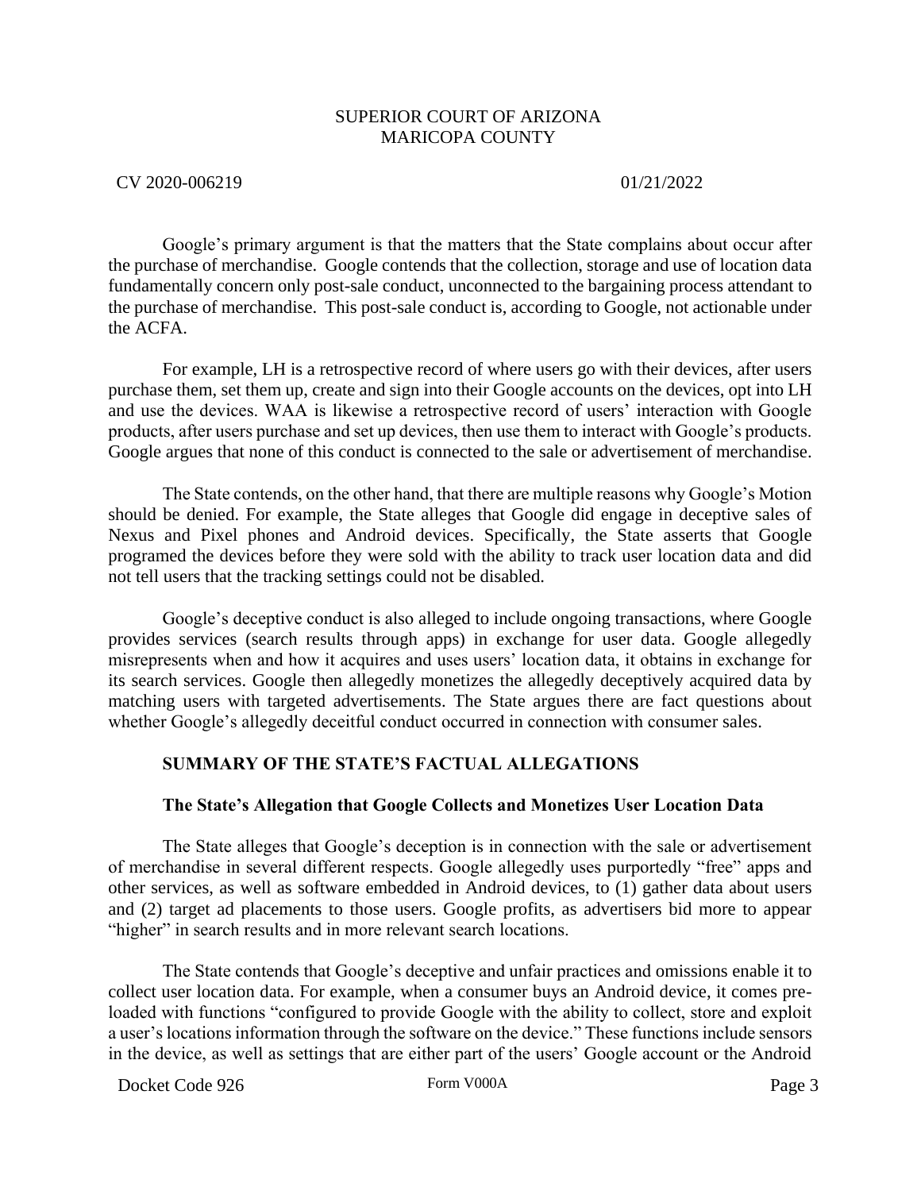Google's primary argument is that the matters that the State complains about occur after the purchase of merchandise. Google contends that the collection, storage and use of location data fundamentally concern only post-sale conduct, unconnected to the bargaining process attendant to the purchase of merchandise. This post-sale conduct is, according to Google, not actionable under the ACFA.

For example, LH is a retrospective record of where users go with their devices, after users purchase them, set them up, create and sign into their Google accounts on the devices, opt into LH and use the devices. WAA is likewise a retrospective record of users' interaction with Google products, after users purchase and set up devices, then use them to interact with Google's products. Google argues that none of this conduct is connected to the sale or advertisement of merchandise.

The State contends, on the other hand, that there are multiple reasons why Google's Motion should be denied. For example, the State alleges that Google did engage in deceptive sales of Nexus and Pixel phones and Android devices. Specifically, the State asserts that Google programed the devices before they were sold with the ability to track user location data and did not tell users that the tracking settings could not be disabled.

Google's deceptive conduct is also alleged to include ongoing transactions, where Google provides services (search results through apps) in exchange for user data. Google allegedly misrepresents when and how it acquires and uses users' location data, it obtains in exchange for its search services. Google then allegedly monetizes the allegedly deceptively acquired data by matching users with targeted advertisements. The State argues there are fact questions about whether Google's allegedly deceitful conduct occurred in connection with consumer sales.

## SUMMARY OF THE STATE'S FACTUAL ALLEGATIONS

### The State's Allegation that Google Collects and Monetizes User Location Data

The State alleges that Google's deception is in connection with the sale or advertisement of merchandise in several different respects. Google allegedly uses purportedly "free" apps and other services, as well as software embedded in Android devices, to (1) gather data about users and (2) target ad placements to those users. Google profits, as advertisers bid more to appear "higher" in search results and in more relevant search locations.

The State contends that Google's deceptive and unfair practices and omissions enable it to collect user location data. For example, when a consumer buys an Android device, it comes pre-loaded with functions "configured to provide Google with the ability to collect, store and exploit a user's locations information through the software on the device." These functions include sensors in the device, as well as settings that are either part of the users' Google account or the Android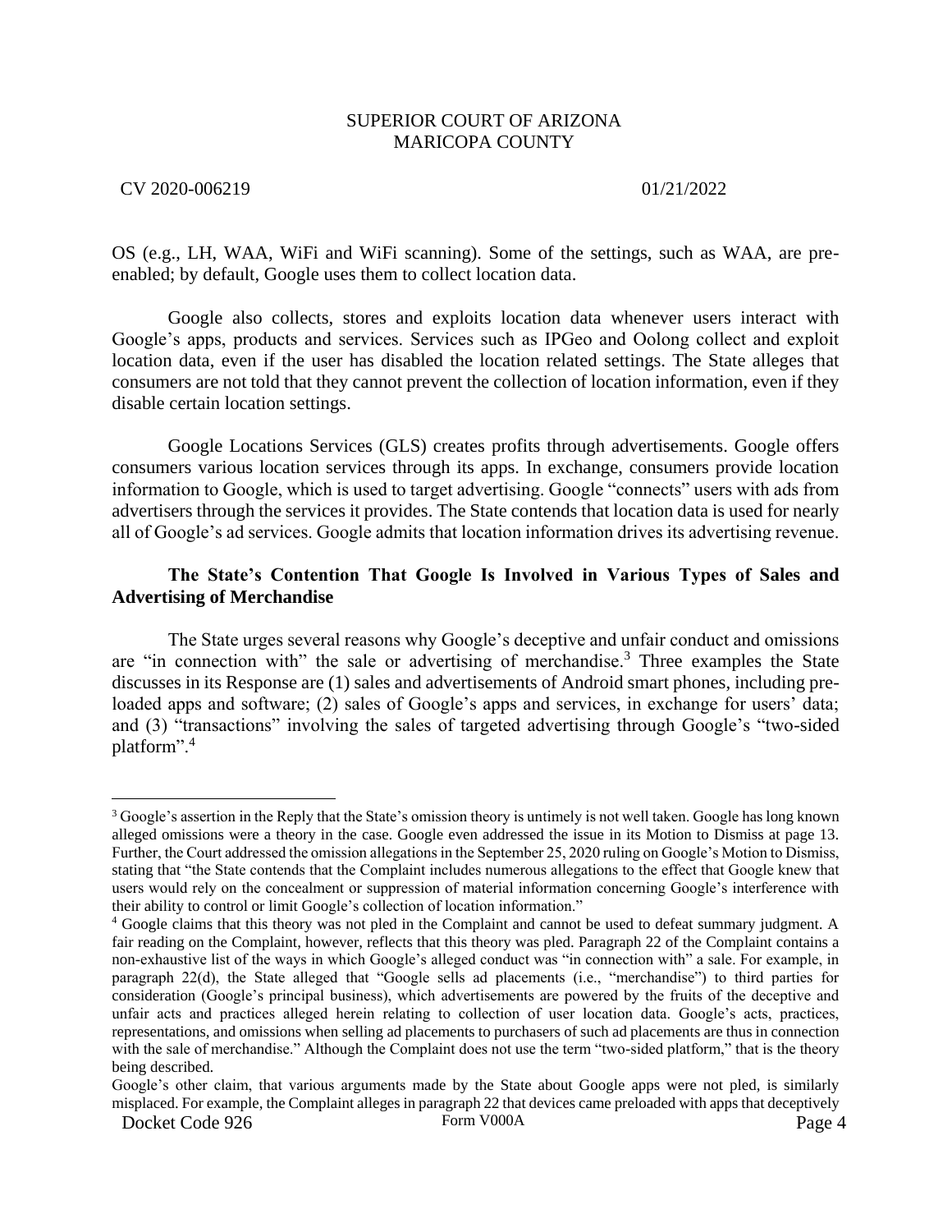OS (e.g., LH, WAA, WiFi and WiFi scanning). Some of the settings, such as WAA, are pre-enabled; by default, Google uses them to collect location data.

Google also collects, stores and exploits location data whenever users interact with Google's apps, products and services. Services such as IPGeo and Oolong collect and exploit location data, even if the user has disabled the location related settings. The State alleges that consumers are not told that they cannot prevent the collection of location information, even if they disable certain location settings.

Google Locations Services (GLS) creates profits through advertisements. Google offers consumers various location services through its apps. In exchange, consumers provide location information to Google, which is used to target advertising. Google "connects" users with ads from advertisers through the services it provides. The State contends that location data is used for nearly all of Google's ad services. Google admits that location information drives its advertising revenue.

**The State's Contention That Google Is Involved in Various Types of Sales and Advertising of Merchandise**

The State urges several reasons why Google's deceptive and unfair conduct and omissions are "in connection with" the sale or advertising of merchandise.[3] Three examples the State discusses in its Response are (1) sales and advertisements of Android smart phones, including pre-loaded apps and software; (2) sales of Google's apps and services, in exchange for users' data; and (3) "transactions" involving the sales of targeted advertising through Google's "two-sided platform".[4]

---

[3] Google's assertion in the Reply that the State's omission theory is untimely is not well taken. Google has long known alleged omissions were a theory in the case. Google even addressed the issue in its Motion to Dismiss at page 13. Further, the Court addressed the omission allegations in the September 25, 2020 ruling on Google's Motion to Dismiss, stating that "the State contends that the Complaint includes numerous allegations to the effect that Google knew that users would rely on the concealment or suppression of material information concerning Google's interference with their ability to control or limit Google's collection of location information."

[4] Google claims that this theory was not pled in the Complaint and cannot be used to defeat summary judgment. A fair reading on the Complaint, however, reflects that this theory was pled. Paragraph 22 of the Complaint contains a non-exhaustive list of the ways in which Google's alleged conduct was "in connection with" a sale. For example, in paragraph 22(d), the State alleged that "Google sells ad placements (i.e., "merchandise") to third parties for consideration (Google's principal business), which advertisements are powered by the fruits of the deceptive and unfair acts and practices alleged herein relating to collection of user location data. Google's acts, practices, representations, and omissions when selling ad placements to purchasers of such ad placements are thus in connection with the sale of merchandise." Although the Complaint does not use the term "two-sided platform," that is the theory being described.

Google's other claim, that various arguments made by the State about Google apps were not pled, is similarly misplaced. For example, the Complaint alleges in paragraph 22 that devices came preloaded with apps that deceptively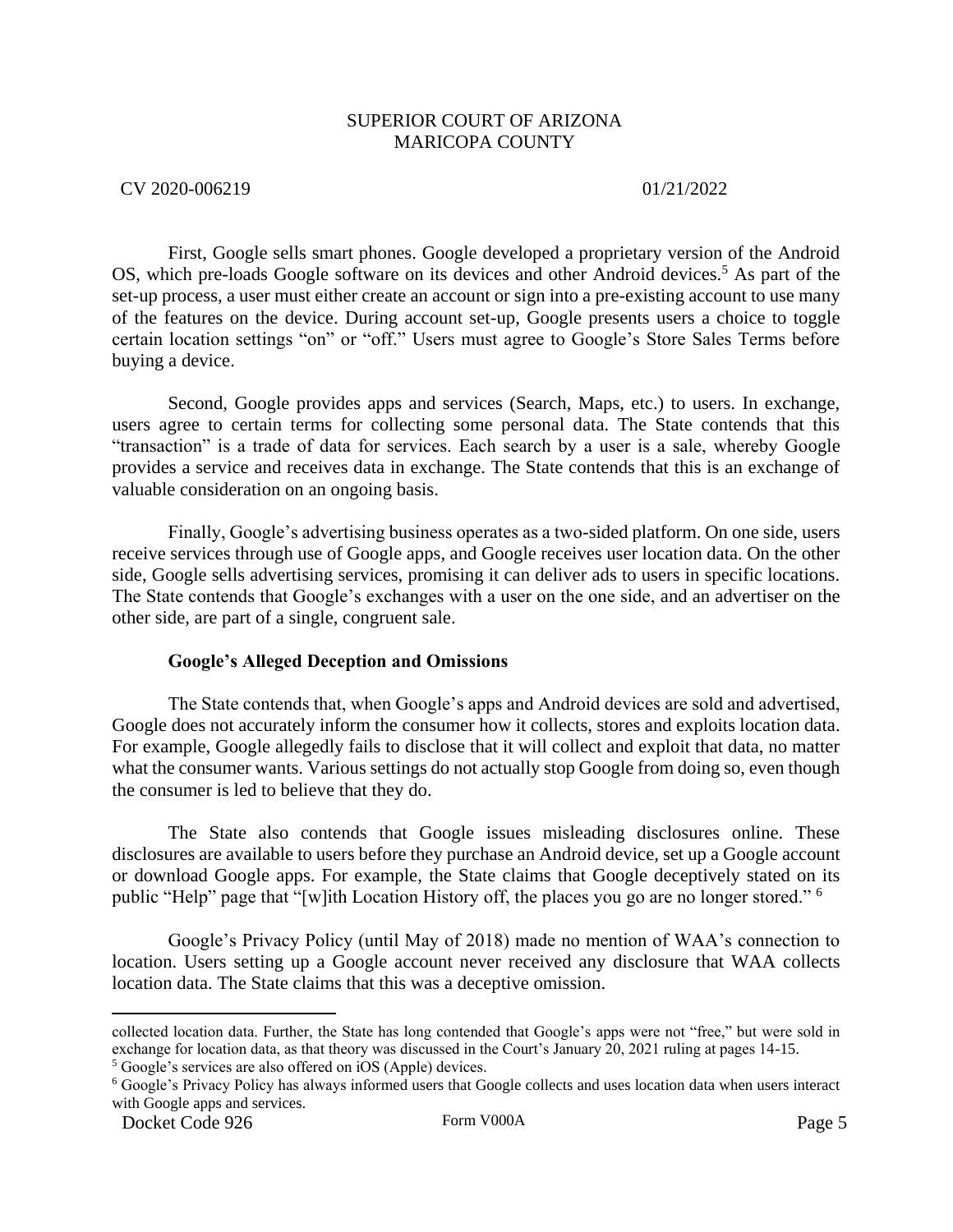First, Google sells smart phones. Google developed a proprietary version of the Android OS, which pre-loads Google software on its devices and other Android devices.[5] As part of the set-up process, a user must either create an account or sign into a pre-existing account to use many of the features on the device. During account set-up, Google presents users a choice to toggle certain location settings "on" or "off." Users must agree to Google's Store Sales Terms before buying a device.

Second, Google provides apps and services (Search, Maps, etc.) to users. In exchange, users agree to certain terms for collecting some personal data. The State contends that this "transaction" is a trade of data for services. Each search by a user is a sale, whereby Google provides a service and receives data in exchange. The State contends that this is an exchange of valuable consideration on an ongoing basis.

Finally, Google's advertising business operates as a two-sided platform. On one side, users receive services through use of Google apps, and Google receives user location data. On the other side, Google sells advertising services, promising it can deliver ads to users in specific locations. The State contends that Google's exchanges with a user on the one side, and an advertiser on the other side, are part of a single, congruent sale.

**Google's Alleged Deception and Omissions**

The State contends that, when Google's apps and Android devices are sold and advertised, Google does not accurately inform the consumer how it collects, stores and exploits location data. For example, Google allegedly fails to disclose that it will collect and exploit that data, no matter what the consumer wants. Various settings do not actually stop Google from doing so, even though the consumer is led to believe that they do.

The State also contends that Google issues misleading disclosures online. These disclosures are available to users before they purchase an Android device, set up a Google account or download Google apps. For example, the State claims that Google deceptively stated on its public "Help" page that "[w]ith Location History off, the places you go are no longer stored." [6]

Google's Privacy Policy (until May of 2018) made no mention of WAA's connection to location. Users setting up a Google account never received any disclosure that WAA collects location data. The State claims that this was a deceptive omission.

---

collected location data. Further, the State has long contended that Google's apps were not "free," but were sold in exchange for location data, as that theory was discussed in the Court's January 20, 2021 ruling at pages 14-15.

[5] Google's services are also offered on iOS (Apple) devices.

[6] Google's Privacy Policy has always informed users that Google collects and uses location data when users interact with Google apps and services.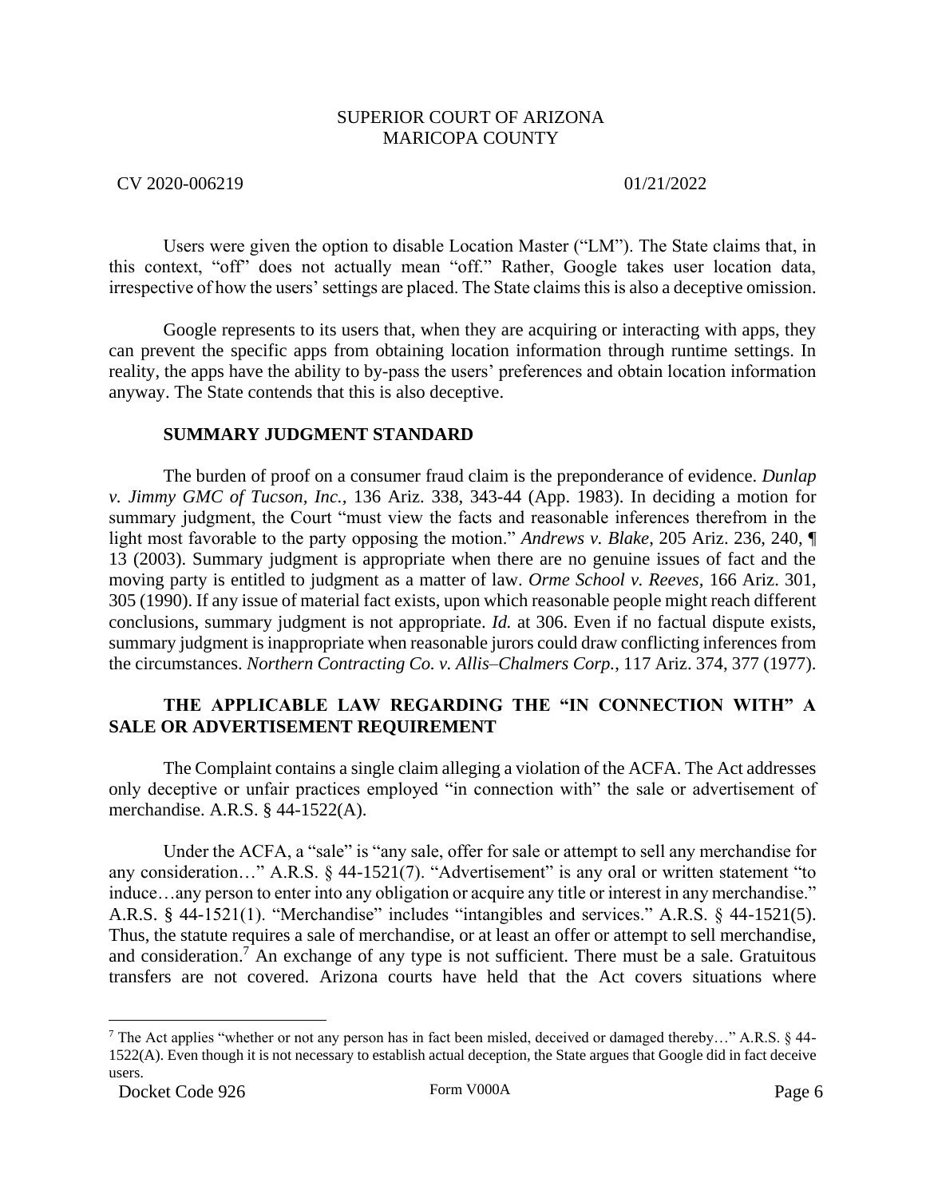Users were given the option to disable Location Master ("LM"). The State claims that, in this context, "off" does not actually mean "off." Rather, Google takes user location data, irrespective of how the users' settings are placed. The State claims this is also a deceptive omission.

Google represents to its users that, when they are acquiring or interacting with apps, they can prevent the specific apps from obtaining location information through runtime settings. In reality, the apps have the ability to by-pass the users' preferences and obtain location information anyway. The State contends that this is also deceptive.

**SUMMARY JUDGMENT STANDARD**

The burden of proof on a consumer fraud claim is the preponderance of evidence. *Dunlap v. Jimmy GMC of Tucson, Inc.*, 136 Ariz. 338, 343-44 (App. 1983). In deciding a motion for summary judgment, the Court "must view the facts and reasonable inferences therefrom in the light most favorable to the party opposing the motion." *Andrews v. Blake*, 205 Ariz. 236, 240, ¶ 13 (2003). Summary judgment is appropriate when there are no genuine issues of fact and the moving party is entitled to judgment as a matter of law. *Orme School v. Reeves,* 166 Ariz. 301, 305 (1990). If any issue of material fact exists, upon which reasonable people might reach different conclusions, summary judgment is not appropriate. *Id.* at 306. Even if no factual dispute exists, summary judgment is inappropriate when reasonable jurors could draw conflicting inferences from the circumstances. *Northern Contracting Co. v. Allis–Chalmers Corp.*, 117 Ariz. 374, 377 (1977).

**THE APPLICABLE LAW REGARDING THE "IN CONNECTION WITH" A SALE OR ADVERTISEMENT REQUIREMENT**

The Complaint contains a single claim alleging a violation of the ACFA. The Act addresses only deceptive or unfair practices employed "in connection with" the sale or advertisement of merchandise. A.R.S. § 44-1522(A).

Under the ACFA, a "sale" is "any sale, offer for sale or attempt to sell any merchandise for any consideration…" A.R.S. § 44-1521(7). "Advertisement" is any oral or written statement "to induce…any person to enter into any obligation or acquire any title or interest in any merchandise." A.R.S. § 44-1521(1). "Merchandise" includes "intangibles and services." A.R.S. § 44-1521(5). Thus, the statute requires a sale of merchandise, or at least an offer or attempt to sell merchandise, and consideration.[7] An exchange of any type is not sufficient. There must be a sale. Gratuitous transfers are not covered. Arizona courts have held that the Act covers situations where

---

[7] The Act applies "whether or not any person has in fact been misled, deceived or damaged thereby…" A.R.S. § 44-1522(A). Even though it is not necessary to establish actual deception, the State argues that Google did in fact deceive users.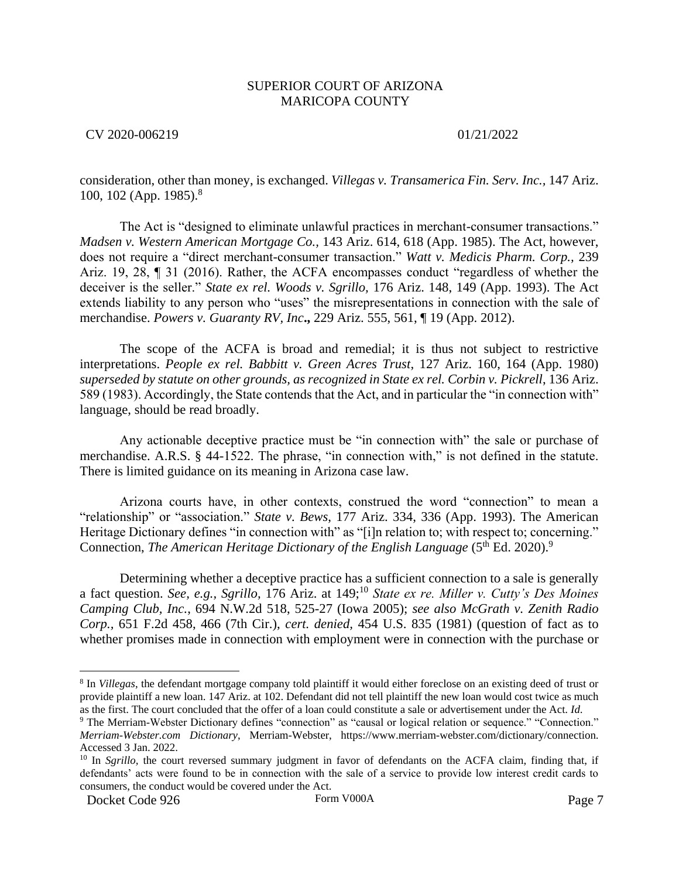consideration, other than money, is exchanged. *Villegas v. Transamerica Fin. Serv. Inc.,* 147 Ariz. 100, 102 (App. 1985).[8]

The Act is "designed to eliminate unlawful practices in merchant-consumer transactions." *Madsen v. Western American Mortgage Co.,* 143 Ariz. 614, 618 (App. 1985). The Act, however, does not require a "direct merchant-consumer transaction." *Watt v. Medicis Pharm. Corp.,* 239 Ariz. 19, 28, ¶ 31 (2016). Rather, the ACFA encompasses conduct "regardless of whether the deceiver is the seller." *State ex rel. Woods v. Sgrillo,* 176 Ariz. 148, 149 (App. 1993). The Act extends liability to any person who "uses" the misrepresentations in connection with the sale of merchandise. *Powers v. Guaranty RV, Inc***.,** 229 Ariz. 555, 561, ¶ 19 (App. 2012).

The scope of the ACFA is broad and remedial; it is thus not subject to restrictive interpretations. *People ex rel. Babbitt v. Green Acres Trust*, 127 Ariz. 160, 164 (App. 1980) *superseded by statute on other grounds, as recognized in State ex rel. Corbin v. Pickrell*, 136 Ariz. 589 (1983). Accordingly, the State contends that the Act, and in particular the "in connection with" language, should be read broadly.

Any actionable deceptive practice must be "in connection with" the sale or purchase of merchandise. A.R.S. § 44-1522. The phrase, "in connection with," is not defined in the statute. There is limited guidance on its meaning in Arizona case law.

Arizona courts have, in other contexts, construed the word "connection" to mean a "relationship" or "association." *State v. Bews*, 177 Ariz. 334, 336 (App. 1993). The American Heritage Dictionary defines "in connection with" as "[i]n relation to; with respect to; concerning." Connection, *The American Heritage Dictionary of the English Language* (5th Ed. 2020).[9]

Determining whether a deceptive practice has a sufficient connection to a sale is generally a fact question. *See, e.g., Sgrillo,* 176 Ariz. at 149;[10] *State ex re. Miller v. Cutty's Des Moines Camping Club, Inc.*, 694 N.W.2d 518, 525-27 (Iowa 2005); *see also McGrath v. Zenith Radio Corp.*, 651 F.2d 458, 466 (7th Cir.), *cert. denied,* 454 U.S. 835 (1981) (question of fact as to whether promises made in connection with employment were in connection with the purchase or

---

[8] In *Villegas*, the defendant mortgage company told plaintiff it would either foreclose on an existing deed of trust or provide plaintiff a new loan. 147 Ariz. at 102. Defendant did not tell plaintiff the new loan would cost twice as much as the first. The court concluded that the offer of a loan could constitute a sale or advertisement under the Act. *Id.*

[9] The Merriam-Webster Dictionary defines "connection" as "causal or logical relation or sequence." "Connection." *Merriam-Webster.com Dictionary*, Merriam-Webster, https://www.merriam-webster.com/dictionary/connection. Accessed 3 Jan. 2022.

[10] In *Sgrillo,* the court reversed summary judgment in favor of defendants on the ACFA claim, finding that, if defendants' acts were found to be in connection with the sale of a service to provide low interest credit cards to consumers, the conduct would be covered under the Act.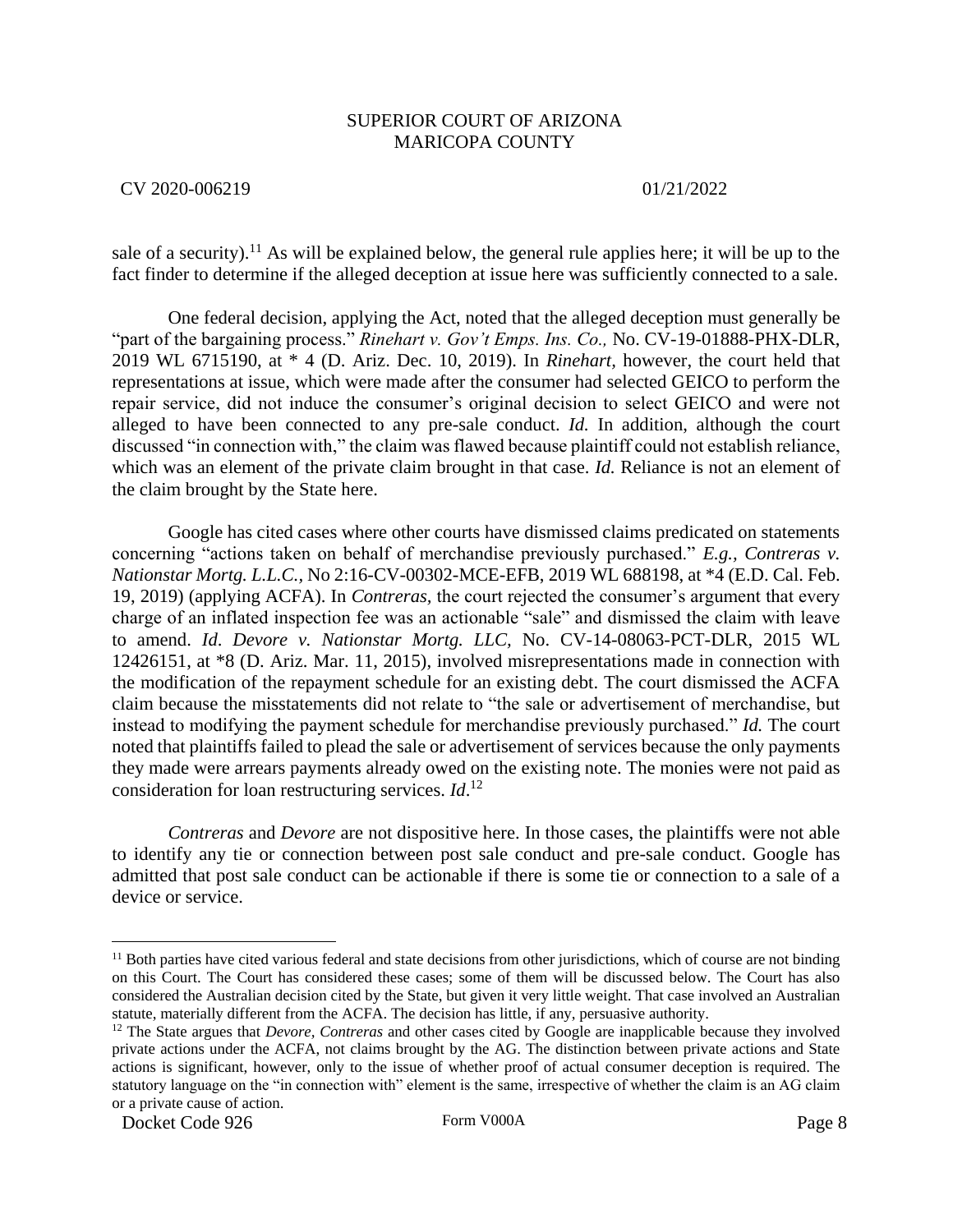sale of a security).[11] As will be explained below, the general rule applies here; it will be up to the fact finder to determine if the alleged deception at issue here was sufficiently connected to a sale.

One federal decision, applying the Act, noted that the alleged deception must generally be "part of the bargaining process." *Rinehart v. Gov't Emps. Ins. Co.,* No. CV-19-01888-PHX-DLR, 2019 WL 6715190, at * 4 (D. Ariz. Dec. 10, 2019). In *Rinehart*, however, the court held that representations at issue, which were made after the consumer had selected GEICO to perform the repair service, did not induce the consumer's original decision to select GEICO and were not alleged to have been connected to any pre-sale conduct. *Id.* In addition, although the court discussed "in connection with," the claim was flawed because plaintiff could not establish reliance, which was an element of the private claim brought in that case. *Id.* Reliance is not an element of the claim brought by the State here.

Google has cited cases where other courts have dismissed claims predicated on statements concerning "actions taken on behalf of merchandise previously purchased." *E.g., Contreras v. Nationstar Mortg. L.L.C.,* No 2:16-CV-00302-MCE-EFB, 2019 WL 688198, at *4 (E.D. Cal. Feb. 19, 2019) (applying ACFA). In *Contreras,* the court rejected the consumer's argument that every charge of an inflated inspection fee was an actionable "sale" and dismissed the claim with leave to amend. *Id*. *Devore v. Nationstar Mortg. LLC,* No. CV-14-08063-PCT-DLR, 2015 WL 12426151, at *8 (D. Ariz. Mar. 11, 2015), involved misrepresentations made in connection with the modification of the repayment schedule for an existing debt. The court dismissed the ACFA claim because the misstatements did not relate to "the sale or advertisement of merchandise, but instead to modifying the payment schedule for merchandise previously purchased." *Id.* The court noted that plaintiffs failed to plead the sale or advertisement of services because the only payments they made were arrears payments already owed on the existing note. The monies were not paid as consideration for loan restructuring services. *Id*.[12]

*Contreras* and *Devore* are not dispositive here. In those cases, the plaintiffs were not able to identify any tie or connection between post sale conduct and pre-sale conduct. Google has admitted that post sale conduct can be actionable if there is some tie or connection to a sale of a device or service.

---

[11] Both parties have cited various federal and state decisions from other jurisdictions, which of course are not binding on this Court. The Court has considered these cases; some of them will be discussed below. The Court has also considered the Australian decision cited by the State, but given it very little weight. That case involved an Australian statute, materially different from the ACFA. The decision has little, if any, persuasive authority.

[12] The State argues that *Devore, Contreras* and other cases cited by Google are inapplicable because they involved private actions under the ACFA, not claims brought by the AG. The distinction between private actions and State actions is significant, however, only to the issue of whether proof of actual consumer deception is required. The statutory language on the "in connection with" element is the same, irrespective of whether the claim is an AG claim or a private cause of action.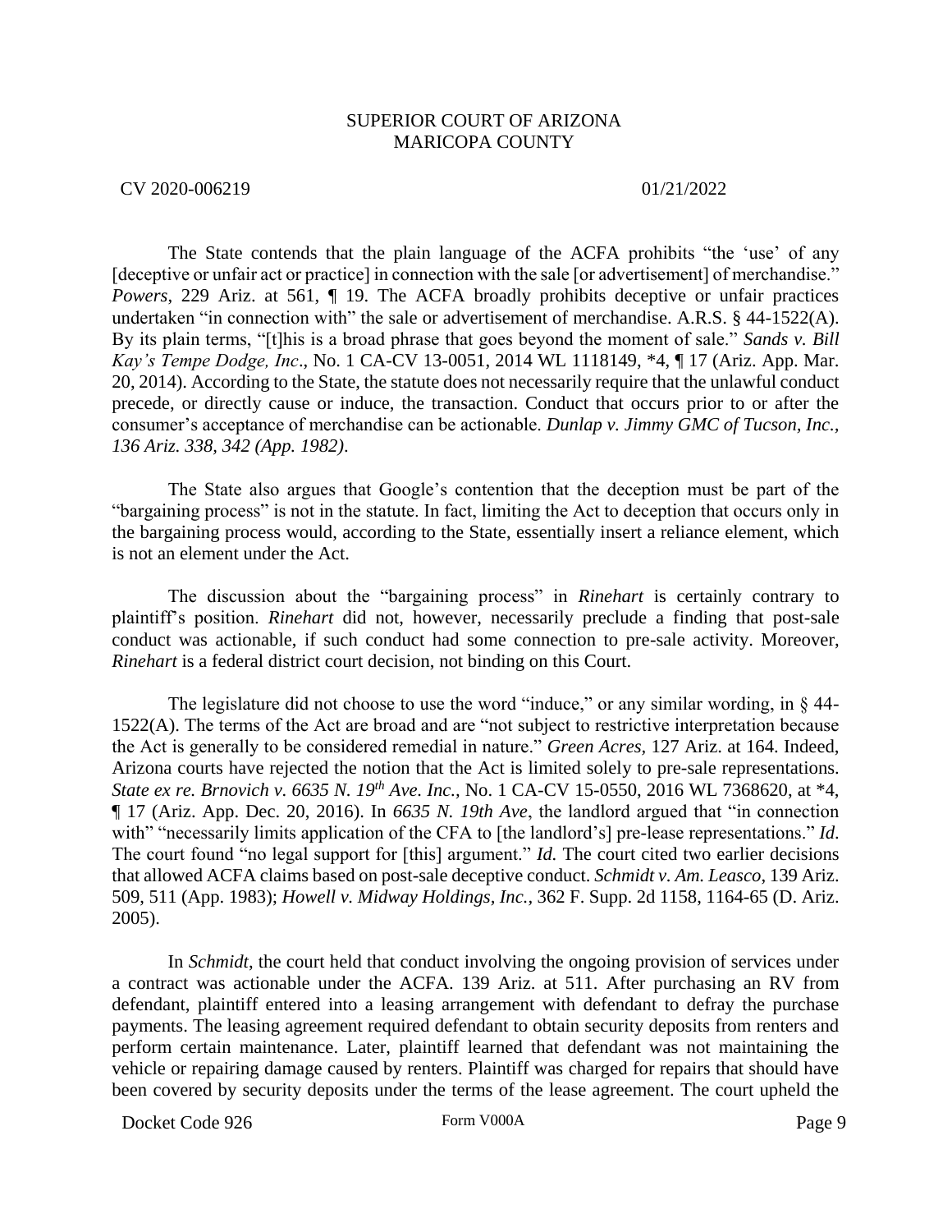The State contends that the plain language of the ACFA prohibits "the 'use' of any [deceptive or unfair act or practice] in connection with the sale [or advertisement] of merchandise." *Powers*, 229 Ariz. at 561, ¶ 19. The ACFA broadly prohibits deceptive or unfair practices undertaken "in connection with" the sale or advertisement of merchandise. A.R.S. § 44-1522(A). By its plain terms, "[t]his is a broad phrase that goes beyond the moment of sale." *Sands v. Bill Kay's Tempe Dodge, Inc*., No. 1 CA-CV 13-0051, 2014 WL 1118149, *4, ¶ 17 (Ariz. App. Mar. 20, 2014). According to the State, the statute does not necessarily require that the unlawful conduct precede, or directly cause or induce, the transaction. Conduct that occurs prior to or after the consumer's acceptance of merchandise can be actionable. *Dunlap v. Jimmy GMC of Tucson, Inc., 136 Ariz. 338, 342 (App. 1982)*.

The State also argues that Google's contention that the deception must be part of the "bargaining process" is not in the statute. In fact, limiting the Act to deception that occurs only in the bargaining process would, according to the State, essentially insert a reliance element, which is not an element under the Act.

The discussion about the "bargaining process" in *Rinehart* is certainly contrary to plaintiff's position. *Rinehart* did not, however, necessarily preclude a finding that post-sale conduct was actionable, if such conduct had some connection to pre-sale activity. Moreover, *Rinehart* is a federal district court decision, not binding on this Court.

The legislature did not choose to use the word "induce," or any similar wording, in § 44-1522(A). The terms of the Act are broad and are "not subject to restrictive interpretation because the Act is generally to be considered remedial in nature." *Green Acres,* 127 Ariz. at 164. Indeed, Arizona courts have rejected the notion that the Act is limited solely to pre-sale representations. *State ex re. Brnovich v. 6635 N. 19th Ave. Inc.,* No. 1 CA-CV 15-0550, 2016 WL 7368620, at *4, ¶ 17 (Ariz. App. Dec. 20, 2016). In *6635 N. 19th Ave*, the landlord argued that "in connection with" "necessarily limits application of the CFA to [the landlord's] pre-lease representations." *Id*. The court found "no legal support for [this] argument." *Id.* The court cited two earlier decisions that allowed ACFA claims based on post-sale deceptive conduct. *Schmidt v. Am. Leasco*, 139 Ariz. 509, 511 (App. 1983); *Howell v. Midway Holdings, Inc.*, 362 F. Supp. 2d 1158, 1164-65 (D. Ariz. 2005).

In *Schmidt*, the court held that conduct involving the ongoing provision of services under a contract was actionable under the ACFA. 139 Ariz. at 511. After purchasing an RV from defendant, plaintiff entered into a leasing arrangement with defendant to defray the purchase payments. The leasing agreement required defendant to obtain security deposits from renters and perform certain maintenance. Later, plaintiff learned that defendant was not maintaining the vehicle or repairing damage caused by renters. Plaintiff was charged for repairs that should have been covered by security deposits under the terms of the lease agreement. The court upheld the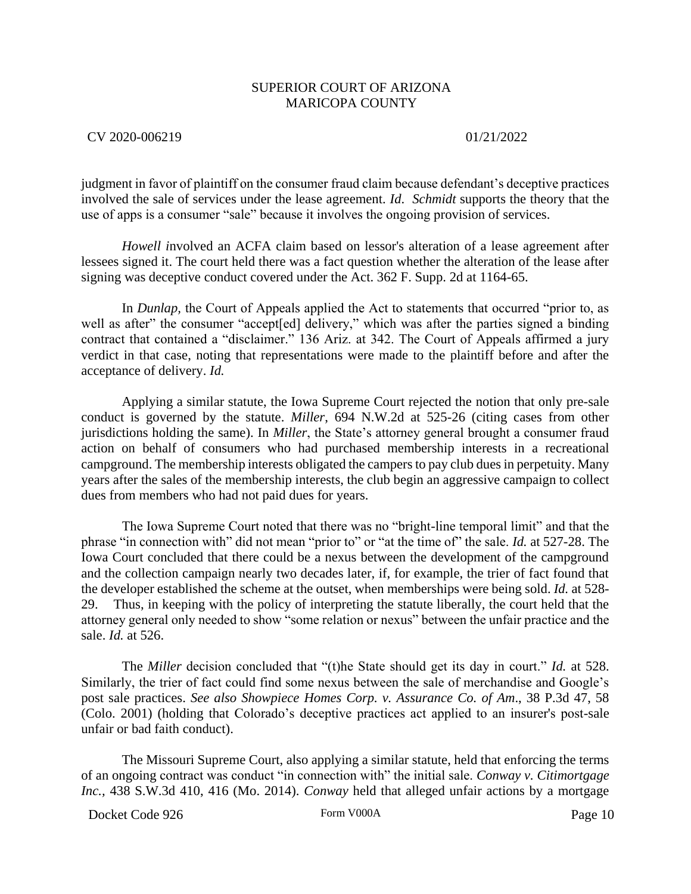judgment in favor of plaintiff on the consumer fraud claim because defendant's deceptive practices involved the sale of services under the lease agreement. *Id.* *Schmidt* supports the theory that the use of apps is a consumer "sale" because it involves the ongoing provision of services.

*Howell i*nvolved an ACFA claim based on lessor's alteration of a lease agreement after lessees signed it. The court held there was a fact question whether the alteration of the lease after signing was deceptive conduct covered under the Act. 362 F. Supp. 2d at 1164-65.

In *Dunlap,* the Court of Appeals applied the Act to statements that occurred "prior to, as well as after" the consumer "accept[ed] delivery," which was after the parties signed a binding contract that contained a "disclaimer." 136 Ariz. at 342. The Court of Appeals affirmed a jury verdict in that case, noting that representations were made to the plaintiff before and after the acceptance of delivery. *Id.*

Applying a similar statute, the Iowa Supreme Court rejected the notion that only pre-sale conduct is governed by the statute. *Miller*, 694 N.W.2d at 525-26 (citing cases from other jurisdictions holding the same). In *Miller*, the State's attorney general brought a consumer fraud action on behalf of consumers who had purchased membership interests in a recreational campground. The membership interests obligated the campers to pay club dues in perpetuity. Many years after the sales of the membership interests, the club begin an aggressive campaign to collect dues from members who had not paid dues for years.

The Iowa Supreme Court noted that there was no "bright-line temporal limit" and that the phrase "in connection with" did not mean "prior to" or "at the time of" the sale. *Id.* at 527-28. The Iowa Court concluded that there could be a nexus between the development of the campground and the collection campaign nearly two decades later, if, for example, the trier of fact found that the developer established the scheme at the outset, when memberships were being sold. *Id.* at 528-29. Thus, in keeping with the policy of interpreting the statute liberally, the court held that the attorney general only needed to show "some relation or nexus" between the unfair practice and the sale. *Id.* at 526.

The *Miller* decision concluded that "(t)he State should get its day in court." *Id.* at 528. Similarly, the trier of fact could find some nexus between the sale of merchandise and Google's post sale practices. *See also Showpiece Homes Corp. v. Assurance Co. of Am*., 38 P.3d 47, 58 (Colo. 2001) (holding that Colorado's deceptive practices act applied to an insurer's post-sale unfair or bad faith conduct).

The Missouri Supreme Court, also applying a similar statute, held that enforcing the terms of an ongoing contract was conduct "in connection with" the initial sale. *Conway v. Citimortgage Inc.*, 438 S.W.3d 410, 416 (Mo. 2014). *Conway* held that alleged unfair actions by a mortgage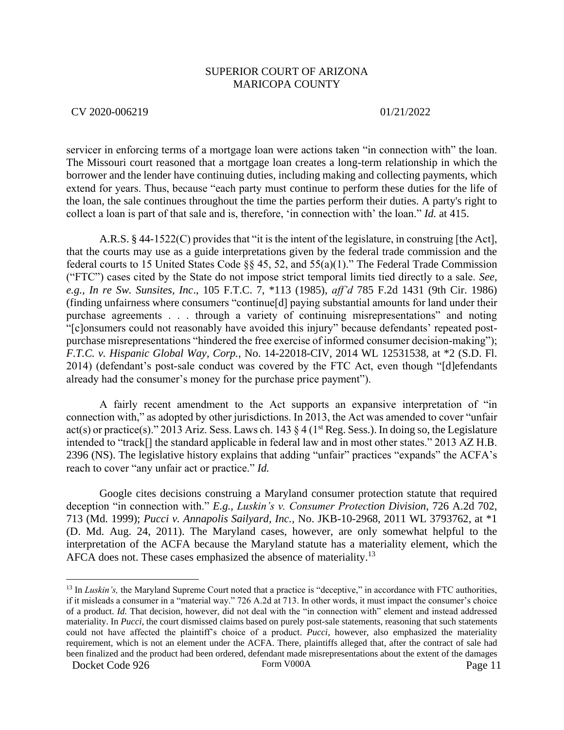servicer in enforcing terms of a mortgage loan were actions taken "in connection with" the loan. The Missouri court reasoned that a mortgage loan creates a long-term relationship in which the borrower and the lender have continuing duties, including making and collecting payments, which extend for years. Thus, because "each party must continue to perform these duties for the life of the loan, the sale continues throughout the time the parties perform their duties. A party's right to collect a loan is part of that sale and is, therefore, 'in connection with' the loan." *Id.* at 415.

A.R.S. § 44-1522(C) provides that "it is the intent of the legislature, in construing [the Act], that the courts may use as a guide interpretations given by the federal trade commission and the federal courts to 15 United States Code §§ 45, 52, and 55(a)(1)." The Federal Trade Commission ("FTC") cases cited by the State do not impose strict temporal limits tied directly to a sale. *See, e.g., In re Sw. Sunsites, Inc*., 105 F.T.C. 7, *113 (1985), *aff'd* 785 F.2d 1431 (9th Cir. 1986) (finding unfairness where consumers "continue[d] paying substantial amounts for land under their purchase agreements . . . through a variety of continuing misrepresentations" and noting "[c]onsumers could not reasonably have avoided this injury" because defendants' repeated post-purchase misrepresentations "hindered the free exercise of informed consumer decision-making"); *F.T.C. v. Hispanic Global Way, Corp.,* No. 14-22018-CIV, 2014 WL 12531538, at *2 (S.D. Fl. 2014) (defendant's post-sale conduct was covered by the FTC Act, even though "[d]efendants already had the consumer's money for the purchase price payment").

A fairly recent amendment to the Act supports an expansive interpretation of "in connection with," as adopted by other jurisdictions. In 2013, the Act was amended to cover "unfair act(s) or practice(s)." 2013 Ariz. Sess. Laws ch. 143 § 4 (1st Reg. Sess.). In doing so, the Legislature intended to "track[] the standard applicable in federal law and in most other states." 2013 AZ H.B. 2396 (NS). The legislative history explains that adding "unfair" practices "expands" the ACFA's reach to cover "any unfair act or practice." *Id.*

Google cites decisions construing a Maryland consumer protection statute that required deception "in connection with." *E.g., Luskin's v. Consumer Protection Division*, 726 A.2d 702, 713 (Md. 1999); *Pucci v. Annapolis Sailyard, Inc.*, No. JKB-10-2968, 2011 WL 3793762, at *1 (D. Md. Aug. 24, 2011). The Maryland cases, however, are only somewhat helpful to the interpretation of the ACFA because the Maryland statute has a materiality element, which the AFCA does not. These cases emphasized the absence of materiality.[13]

[13] In *Luskin's,* the Maryland Supreme Court noted that a practice is "deceptive," in accordance with FTC authorities, if it misleads a consumer in a "material way." 726 A.2d at 713. In other words, it must impact the consumer's choice of a product. *Id.* That decision, however, did not deal with the "in connection with" element and instead addressed materiality. In *Pucci,* the court dismissed claims based on purely post-sale statements, reasoning that such statements could not have affected the plaintiff's choice of a product. *Pucci,* however, also emphasized the materiality requirement, which is not an element under the ACFA. There, plaintiffs alleged that, after the contract of sale had been finalized and the product had been ordered, defendant made misrepresentations about the extent of the damages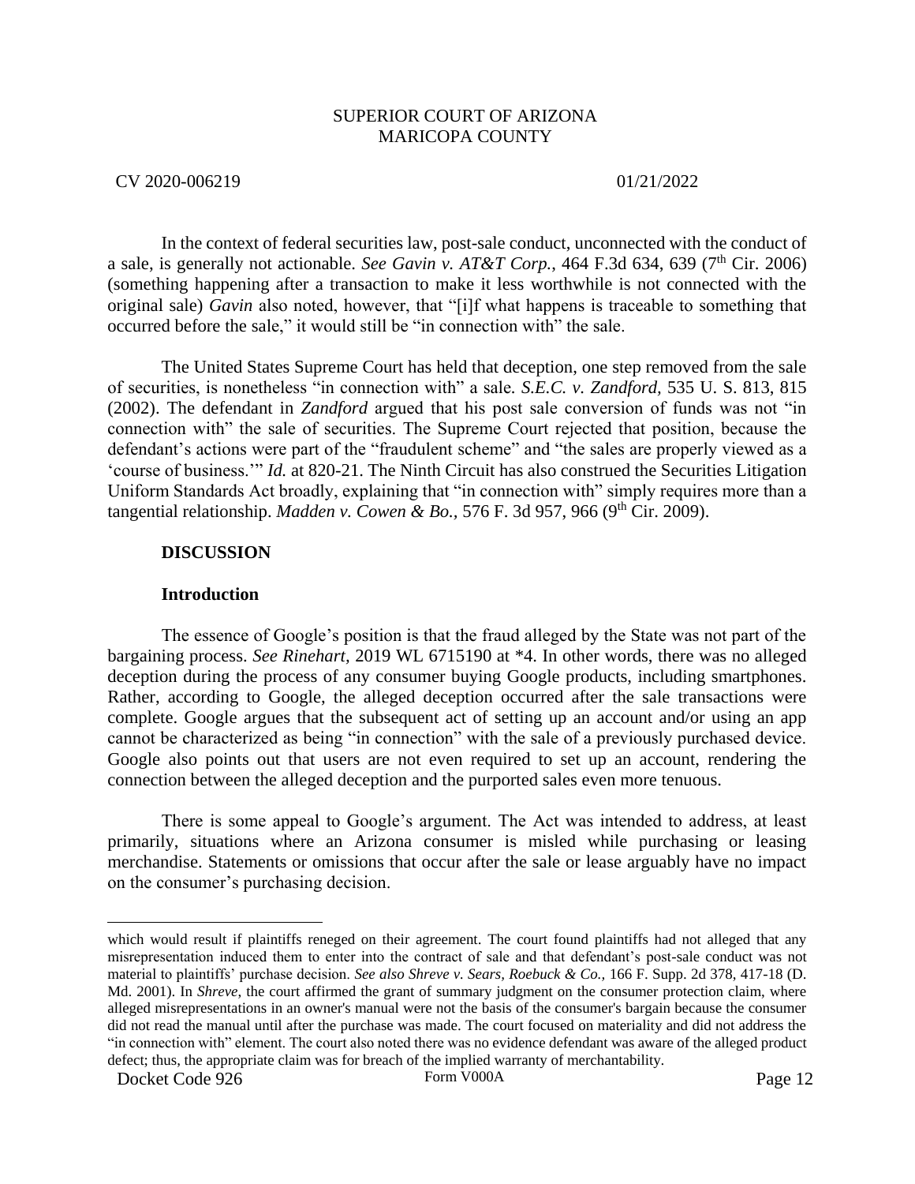In the context of federal securities law, post-sale conduct, unconnected with the conduct of a sale, is generally not actionable. *See Gavin v. AT&T Corp.*, 464 F.3d 634, 639 (7th Cir. 2006) (something happening after a transaction to make it less worthwhile is not connected with the original sale) *Gavin* also noted, however, that "[i]f what happens is traceable to something that occurred before the sale," it would still be "in connection with" the sale.

The United States Supreme Court has held that deception, one step removed from the sale of securities, is nonetheless "in connection with" a sale. *S.E.C. v. Zandford,* 535 U. S. 813, 815 (2002). The defendant in *Zandford* argued that his post sale conversion of funds was not "in connection with" the sale of securities. The Supreme Court rejected that position, because the defendant's actions were part of the "fraudulent scheme" and "the sales are properly viewed as a 'course of business.'" *Id.* at 820-21. The Ninth Circuit has also construed the Securities Litigation Uniform Standards Act broadly, explaining that "in connection with" simply requires more than a tangential relationship. *Madden v. Cowen & Bo.,* 576 F. 3d 957, 966 (9th Cir. 2009).

**DISCUSSION**

**Introduction**

The essence of Google's position is that the fraud alleged by the State was not part of the bargaining process. *See Rinehart*, 2019 WL 6715190 at *4. In other words, there was no alleged deception during the process of any consumer buying Google products, including smartphones. Rather, according to Google, the alleged deception occurred after the sale transactions were complete. Google argues that the subsequent act of setting up an account and/or using an app cannot be characterized as being "in connection" with the sale of a previously purchased device. Google also points out that users are not even required to set up an account, rendering the connection between the alleged deception and the purported sales even more tenuous.

There is some appeal to Google's argument. The Act was intended to address, at least primarily, situations where an Arizona consumer is misled while purchasing or leasing merchandise. Statements or omissions that occur after the sale or lease arguably have no impact on the consumer's purchasing decision.

---

which would result if plaintiffs reneged on their agreement. The court found plaintiffs had not alleged that any misrepresentation induced them to enter into the contract of sale and that defendant's post-sale conduct was not material to plaintiffs' purchase decision. *See also Shreve v. Sears, Roebuck & Co.,* 166 F. Supp. 2d 378, 417-18 (D. Md. 2001). In *Shreve*, the court affirmed the grant of summary judgment on the consumer protection claim, where alleged misrepresentations in an owner's manual were not the basis of the consumer's bargain because the consumer did not read the manual until after the purchase was made. The court focused on materiality and did not address the "in connection with" element. The court also noted there was no evidence defendant was aware of the alleged product defect; thus, the appropriate claim was for breach of the implied warranty of merchantability.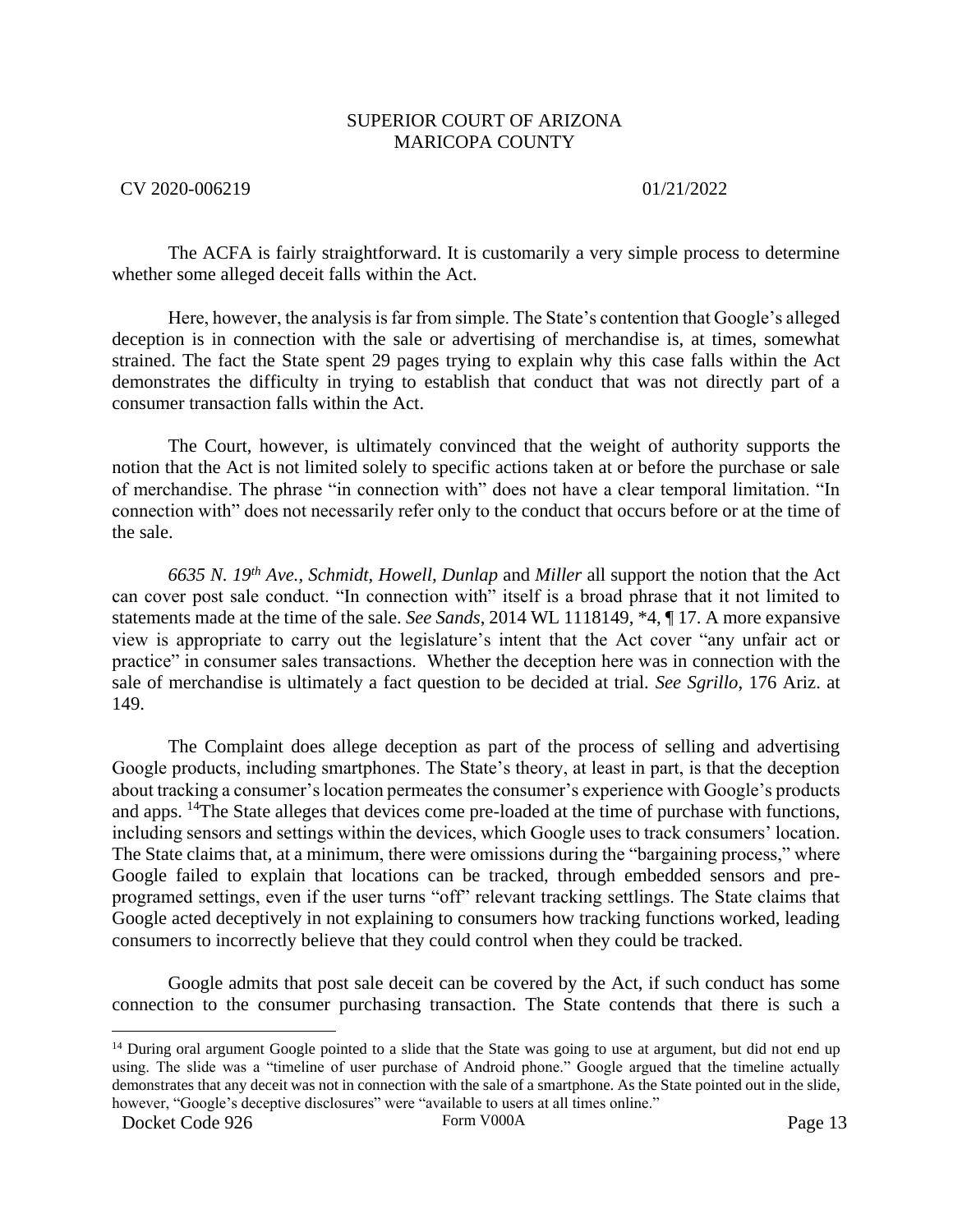The ACFA is fairly straightforward. It is customarily a very simple process to determine whether some alleged deceit falls within the Act.

Here, however, the analysis is far from simple. The State's contention that Google's alleged deception is in connection with the sale or advertising of merchandise is, at times, somewhat strained. The fact the State spent 29 pages trying to explain why this case falls within the Act demonstrates the difficulty in trying to establish that conduct that was not directly part of a consumer transaction falls within the Act.

The Court, however, is ultimately convinced that the weight of authority supports the notion that the Act is not limited solely to specific actions taken at or before the purchase or sale of merchandise. The phrase "in connection with" does not have a clear temporal limitation. "In connection with" does not necessarily refer only to the conduct that occurs before or at the time of the sale.

*6635 N. 19th Ave., Schmidt, Howell, Dunlap* and *Miller* all support the notion that the Act can cover post sale conduct. "In connection with" itself is a broad phrase that it not limited to statements made at the time of the sale. *See Sands*, 2014 WL 1118149, *4, ¶ 17. A more expansive view is appropriate to carry out the legislature's intent that the Act cover "any unfair act or practice" in consumer sales transactions. Whether the deception here was in connection with the sale of merchandise is ultimately a fact question to be decided at trial. *See Sgrillo*, 176 Ariz. at 149.

The Complaint does allege deception as part of the process of selling and advertising Google products, including smartphones. The State's theory, at least in part, is that the deception about tracking a consumer's location permeates the consumer's experience with Google's products and apps. [14]The State alleges that devices come pre-loaded at the time of purchase with functions, including sensors and settings within the devices, which Google uses to track consumers' location. The State claims that, at a minimum, there were omissions during the "bargaining process," where Google failed to explain that locations can be tracked, through embedded sensors and pre-programed settings, even if the user turns "off" relevant tracking settlings. The State claims that Google acted deceptively in not explaining to consumers how tracking functions worked, leading consumers to incorrectly believe that they could control when they could be tracked.

Google admits that post sale deceit can be covered by the Act, if such conduct has some connection to the consumer purchasing transaction. The State contends that there is such a

---

[14] During oral argument Google pointed to a slide that the State was going to use at argument, but did not end up using. The slide was a "timeline of user purchase of Android phone." Google argued that the timeline actually demonstrates that any deceit was not in connection with the sale of a smartphone. As the State pointed out in the slide, however, "Google's deceptive disclosures" were "available to users at all times online."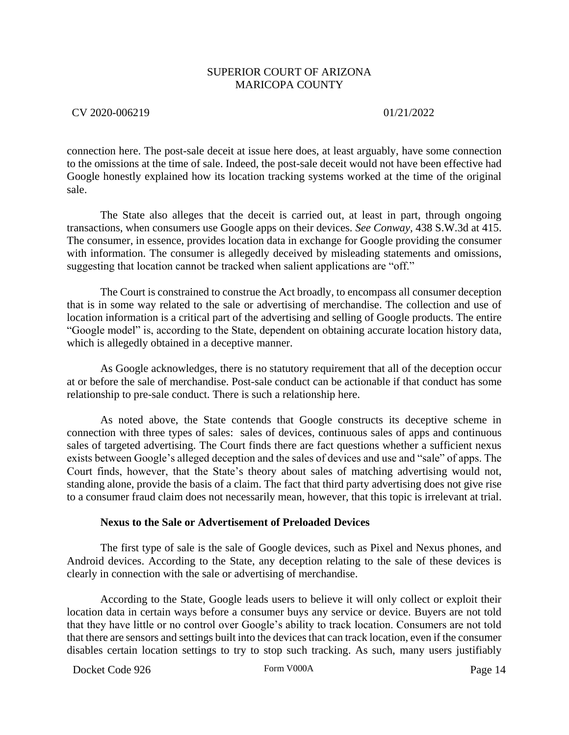connection here. The post-sale deceit at issue here does, at least arguably, have some connection to the omissions at the time of sale. Indeed, the post-sale deceit would not have been effective had Google honestly explained how its location tracking systems worked at the time of the original sale.

The State also alleges that the deceit is carried out, at least in part, through ongoing transactions, when consumers use Google apps on their devices. *See Conway*, 438 S.W.3d at 415. The consumer, in essence, provides location data in exchange for Google providing the consumer with information. The consumer is allegedly deceived by misleading statements and omissions, suggesting that location cannot be tracked when salient applications are "off."

The Court is constrained to construe the Act broadly, to encompass all consumer deception that is in some way related to the sale or advertising of merchandise. The collection and use of location information is a critical part of the advertising and selling of Google products. The entire "Google model" is, according to the State, dependent on obtaining accurate location history data, which is allegedly obtained in a deceptive manner.

As Google acknowledges, there is no statutory requirement that all of the deception occur at or before the sale of merchandise. Post-sale conduct can be actionable if that conduct has some relationship to pre-sale conduct. There is such a relationship here.

As noted above, the State contends that Google constructs its deceptive scheme in connection with three types of sales: sales of devices, continuous sales of apps and continuous sales of targeted advertising. The Court finds there are fact questions whether a sufficient nexus exists between Google's alleged deception and the sales of devices and use and "sale" of apps. The Court finds, however, that the State's theory about sales of matching advertising would not, standing alone, provide the basis of a claim. The fact that third party advertising does not give rise to a consumer fraud claim does not necessarily mean, however, that this topic is irrelevant at trial.

**Nexus to the Sale or Advertisement of Preloaded Devices**

The first type of sale is the sale of Google devices, such as Pixel and Nexus phones, and Android devices. According to the State, any deception relating to the sale of these devices is clearly in connection with the sale or advertising of merchandise.

According to the State, Google leads users to believe it will only collect or exploit their location data in certain ways before a consumer buys any service or device. Buyers are not told that they have little or no control over Google's ability to track location. Consumers are not told that there are sensors and settings built into the devices that can track location, even if the consumer disables certain location settings to try to stop such tracking. As such, many users justifiably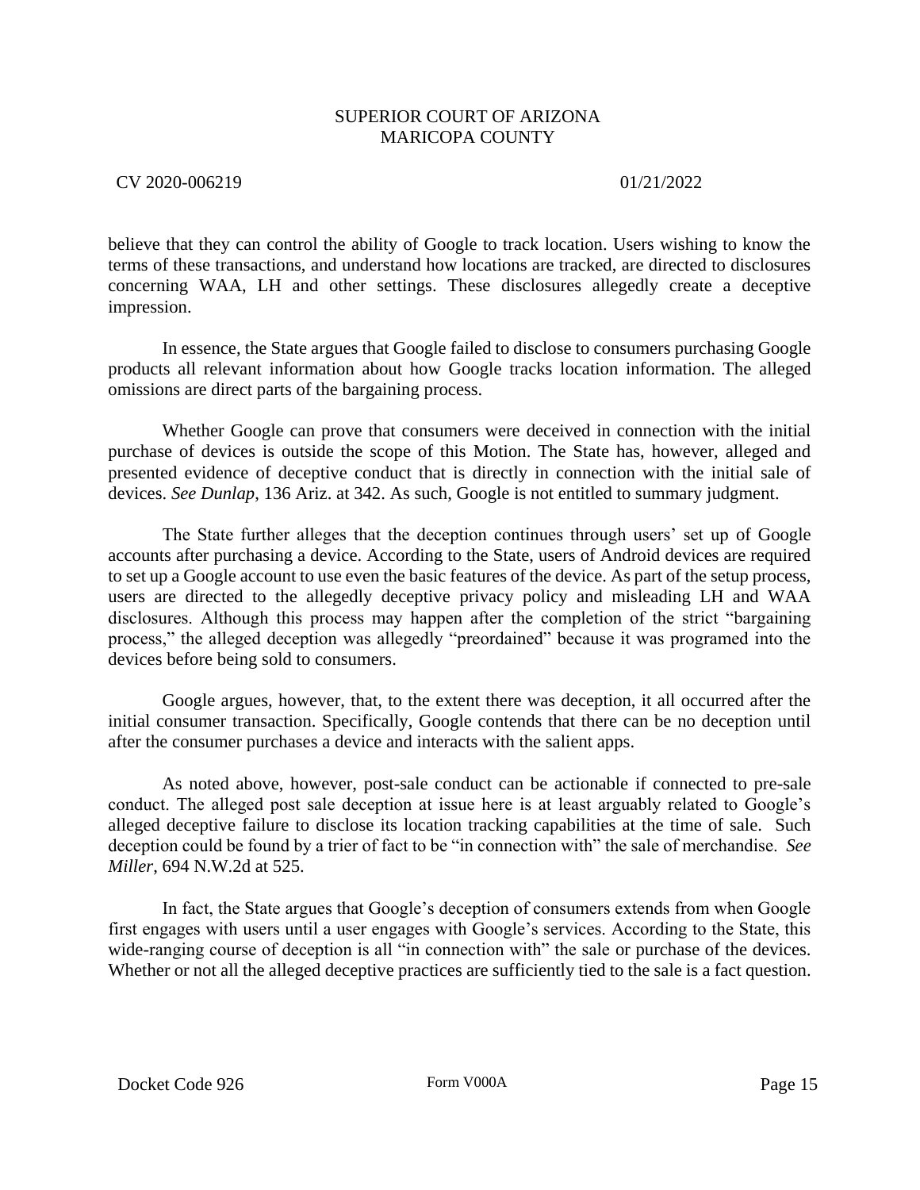believe that they can control the ability of Google to track location. Users wishing to know the terms of these transactions, and understand how locations are tracked, are directed to disclosures concerning WAA, LH and other settings. These disclosures allegedly create a deceptive impression.

In essence, the State argues that Google failed to disclose to consumers purchasing Google products all relevant information about how Google tracks location information. The alleged omissions are direct parts of the bargaining process.

Whether Google can prove that consumers were deceived in connection with the initial purchase of devices is outside the scope of this Motion. The State has, however, alleged and presented evidence of deceptive conduct that is directly in connection with the initial sale of devices. *See Dunlap*, 136 Ariz. at 342. As such, Google is not entitled to summary judgment.

The State further alleges that the deception continues through users' set up of Google accounts after purchasing a device. According to the State, users of Android devices are required to set up a Google account to use even the basic features of the device. As part of the setup process, users are directed to the allegedly deceptive privacy policy and misleading LH and WAA disclosures. Although this process may happen after the completion of the strict "bargaining process," the alleged deception was allegedly "preordained" because it was programed into the devices before being sold to consumers.

Google argues, however, that, to the extent there was deception, it all occurred after the initial consumer transaction. Specifically, Google contends that there can be no deception until after the consumer purchases a device and interacts with the salient apps.

As noted above, however, post-sale conduct can be actionable if connected to pre-sale conduct. The alleged post sale deception at issue here is at least arguably related to Google's alleged deceptive failure to disclose its location tracking capabilities at the time of sale. Such deception could be found by a trier of fact to be "in connection with" the sale of merchandise. *See Miller*, 694 N.W.2d at 525.

In fact, the State argues that Google's deception of consumers extends from when Google first engages with users until a user engages with Google's services. According to the State, this wide-ranging course of deception is all "in connection with" the sale or purchase of the devices. Whether or not all the alleged deceptive practices are sufficiently tied to the sale is a fact question.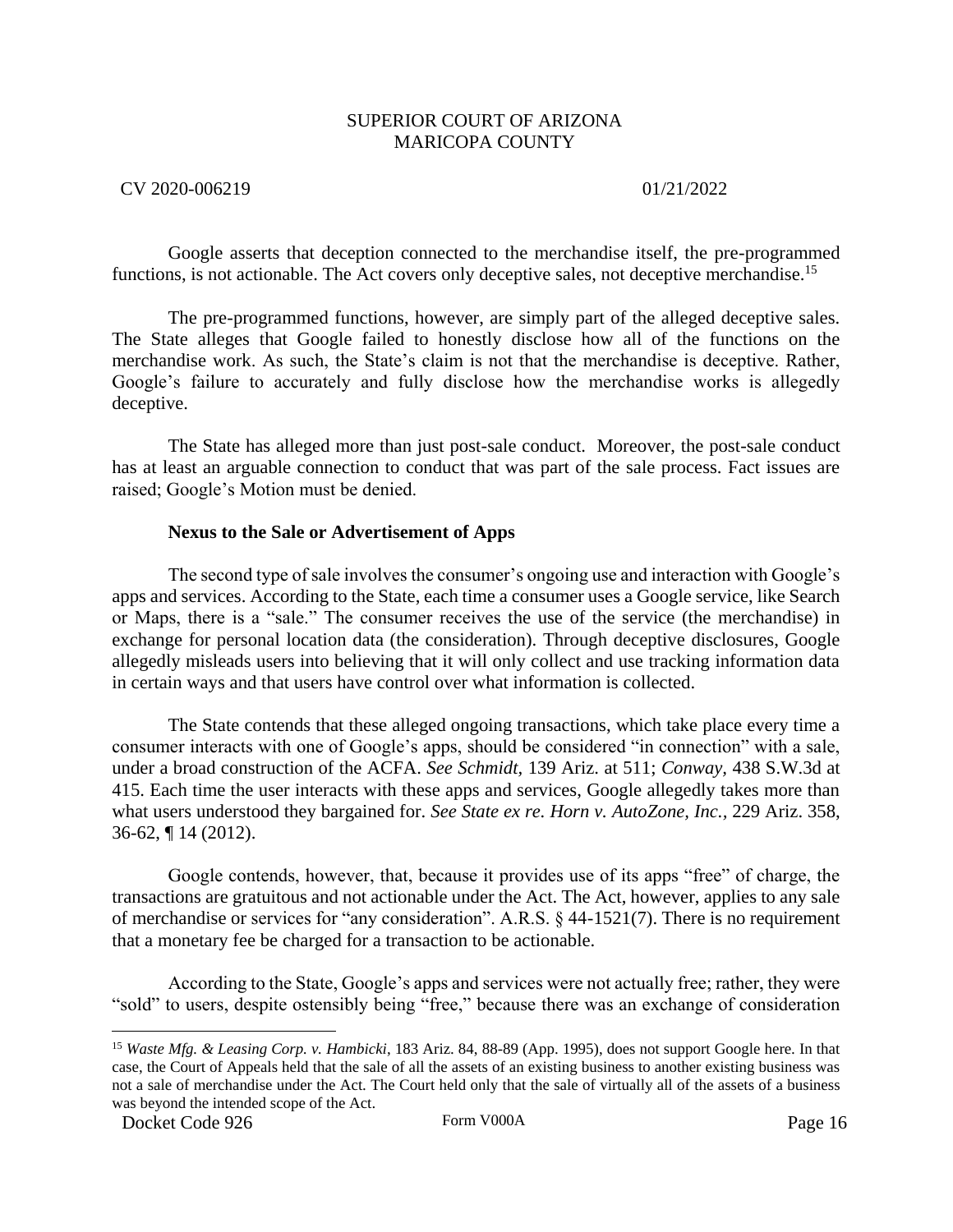Google asserts that deception connected to the merchandise itself, the pre-programmed functions, is not actionable. The Act covers only deceptive sales, not deceptive merchandise.[15]

The pre-programmed functions, however, are simply part of the alleged deceptive sales. The State alleges that Google failed to honestly disclose how all of the functions on the merchandise work. As such, the State's claim is not that the merchandise is deceptive. Rather, Google's failure to accurately and fully disclose how the merchandise works is allegedly deceptive.

The State has alleged more than just post-sale conduct. Moreover, the post-sale conduct has at least an arguable connection to conduct that was part of the sale process. Fact issues are raised; Google's Motion must be denied.

**Nexus to the Sale or Advertisement of Apps**

The second type of sale involves the consumer's ongoing use and interaction with Google's apps and services. According to the State, each time a consumer uses a Google service, like Search or Maps, there is a "sale." The consumer receives the use of the service (the merchandise) in exchange for personal location data (the consideration). Through deceptive disclosures, Google allegedly misleads users into believing that it will only collect and use tracking information data in certain ways and that users have control over what information is collected.

The State contends that these alleged ongoing transactions, which take place every time a consumer interacts with one of Google's apps, should be considered "in connection" with a sale, under a broad construction of the ACFA. *See Schmidt*, 139 Ariz. at 511; *Conway*, 438 S.W.3d at 415. Each time the user interacts with these apps and services, Google allegedly takes more than what users understood they bargained for. *See State ex re. Horn v. AutoZone, Inc.*, 229 Ariz. 358, 36-62, ¶ 14 (2012).

Google contends, however, that, because it provides use of its apps "free" of charge, the transactions are gratuitous and not actionable under the Act. The Act, however, applies to any sale of merchandise or services for "any consideration". A.R.S. § 44-1521(7). There is no requirement that a monetary fee be charged for a transaction to be actionable.

According to the State, Google's apps and services were not actually free; rather, they were "sold" to users, despite ostensibly being "free," because there was an exchange of consideration

---

[15] *Waste Mfg. & Leasing Corp. v. Hambicki*, 183 Ariz. 84, 88-89 (App. 1995), does not support Google here. In that case, the Court of Appeals held that the sale of all the assets of an existing business to another existing business was not a sale of merchandise under the Act. The Court held only that the sale of virtually all of the assets of a business was beyond the intended scope of the Act.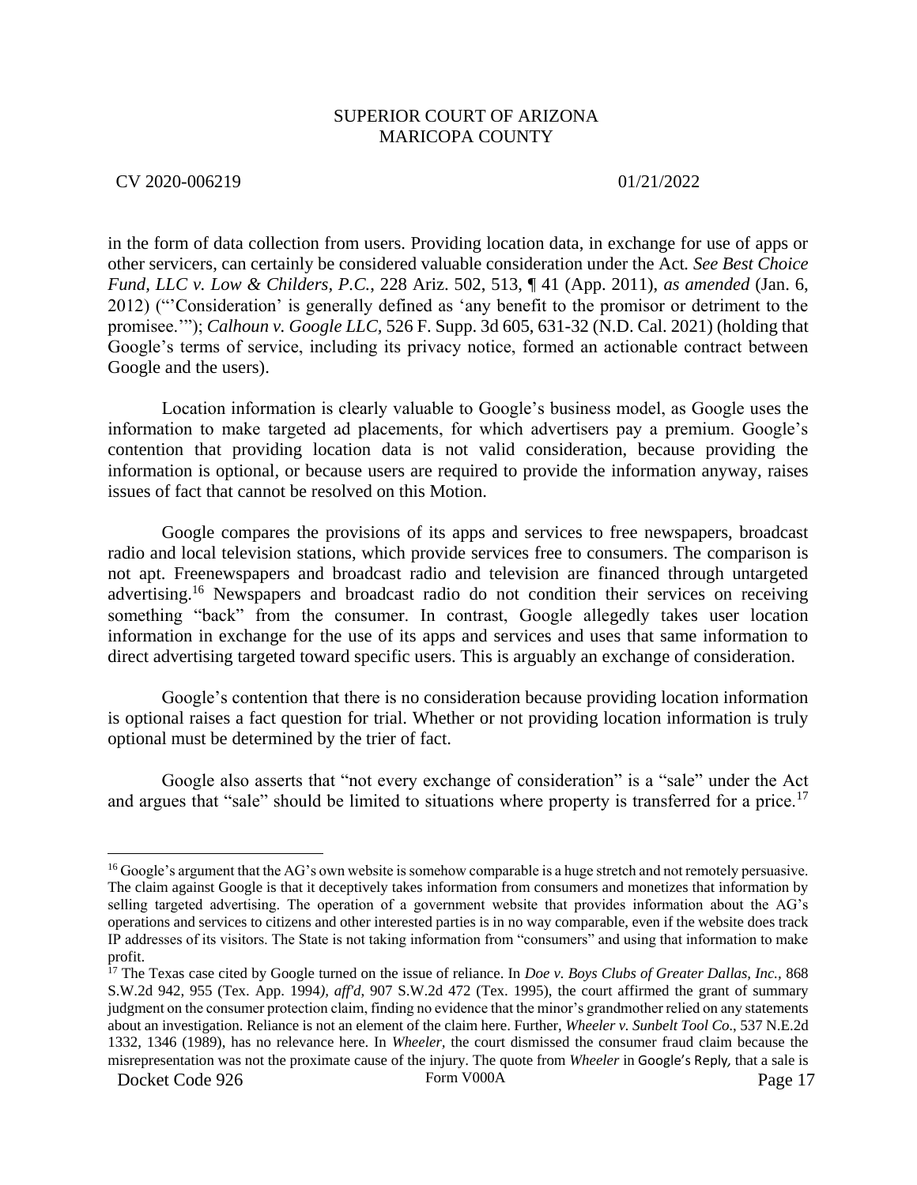in the form of data collection from users. Providing location data, in exchange for use of apps or other servicers, can certainly be considered valuable consideration under the Act. *See Best Choice Fund, LLC v. Low & Childers, P.C.*, 228 Ariz. 502, 513, ¶ 41 (App. 2011), *as amended* (Jan. 6, 2012) ("'Consideration' is generally defined as 'any benefit to the promisor or detriment to the promisee.'"); *Calhoun v. Google LLC,* 526 F. Supp. 3d 605, 631-32 (N.D. Cal. 2021) (holding that Google's terms of service, including its privacy notice, formed an actionable contract between Google and the users).

Location information is clearly valuable to Google's business model, as Google uses the information to make targeted ad placements, for which advertisers pay a premium. Google's contention that providing location data is not valid consideration, because providing the information is optional, or because users are required to provide the information anyway, raises issues of fact that cannot be resolved on this Motion.

Google compares the provisions of its apps and services to free newspapers, broadcast radio and local television stations, which provide services free to consumers. The comparison is not apt. Freenewspapers and broadcast radio and television are financed through untargeted advertising.[16] Newspapers and broadcast radio do not condition their services on receiving something "back" from the consumer. In contrast, Google allegedly takes user location information in exchange for the use of its apps and services and uses that same information to direct advertising targeted toward specific users. This is arguably an exchange of consideration.

Google's contention that there is no consideration because providing location information is optional raises a fact question for trial. Whether or not providing location information is truly optional must be determined by the trier of fact.

Google also asserts that "not every exchange of consideration" is a "sale" under the Act and argues that "sale" should be limited to situations where property is transferred for a price.[17]

---

[16] Google's argument that the AG's own website is somehow comparable is a huge stretch and not remotely persuasive. The claim against Google is that it deceptively takes information from consumers and monetizes that information by selling targeted advertising. The operation of a government website that provides information about the AG's operations and services to citizens and other interested parties is in no way comparable, even if the website does track IP addresses of its visitors. The State is not taking information from "consumers" and using that information to make profit.

[17] The Texas case cited by Google turned on the issue of reliance. In *Doe v. Boys Clubs of Greater Dallas, Inc.,* 868 S.W.2d 942, 955 (Tex. App. 1994*), aff'd*, 907 S.W.2d 472 (Tex. 1995), the court affirmed the grant of summary judgment on the consumer protection claim, finding no evidence that the minor's grandmother relied on any statements about an investigation. Reliance is not an element of the claim here. Further, *Wheeler v. Sunbelt Tool Co.*, 537 N.E.2d 1332, 1346 (1989), has no relevance here. In *Wheeler*, the court dismissed the consumer fraud claim because the misrepresentation was not the proximate cause of the injury. The quote from *Wheeler* in Google's Reply, that a sale is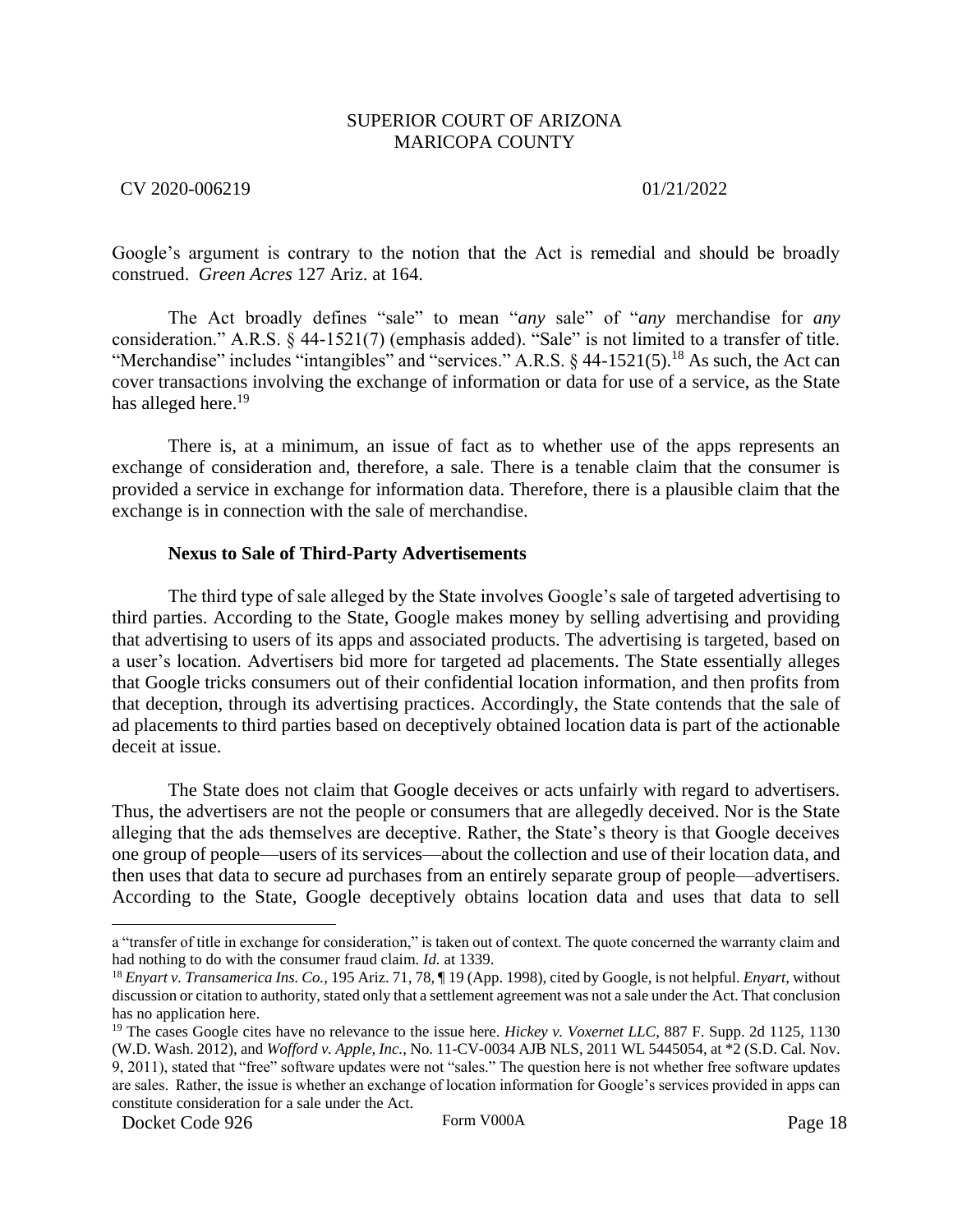Google's argument is contrary to the notion that the Act is remedial and should be broadly construed. *Green Acres* 127 Ariz. at 164.

The Act broadly defines "sale" to mean "*any* sale" of "*any* merchandise for *any* consideration." A.R.S. § 44-1521(7) (emphasis added). "Sale" is not limited to a transfer of title. "Merchandise" includes "intangibles" and "services." A.R.S. § 44-1521(5).[18] As such, the Act can cover transactions involving the exchange of information or data for use of a service, as the State has alleged here.[19]

There is, at a minimum, an issue of fact as to whether use of the apps represents an exchange of consideration and, therefore, a sale. There is a tenable claim that the consumer is provided a service in exchange for information data. Therefore, there is a plausible claim that the exchange is in connection with the sale of merchandise.

**Nexus to Sale of Third-Party Advertisements**

The third type of sale alleged by the State involves Google's sale of targeted advertising to third parties. According to the State, Google makes money by selling advertising and providing that advertising to users of its apps and associated products. The advertising is targeted, based on a user's location. Advertisers bid more for targeted ad placements. The State essentially alleges that Google tricks consumers out of their confidential location information, and then profits from that deception, through its advertising practices. Accordingly, the State contends that the sale of ad placements to third parties based on deceptively obtained location data is part of the actionable deceit at issue.

The State does not claim that Google deceives or acts unfairly with regard to advertisers. Thus, the advertisers are not the people or consumers that are allegedly deceived. Nor is the State alleging that the ads themselves are deceptive. Rather, the State's theory is that Google deceives one group of people—users of its services—about the collection and use of their location data, and then uses that data to secure ad purchases from an entirely separate group of people—advertisers. According to the State, Google deceptively obtains location data and uses that data to sell

---

a "transfer of title in exchange for consideration," is taken out of context. The quote concerned the warranty claim and had nothing to do with the consumer fraud claim. *Id.* at 1339.

[18] *Enyart v. Transamerica Ins. Co.*, 195 Ariz. 71, 78, ¶ 19 (App. 1998), cited by Google, is not helpful. *Enyart*, without discussion or citation to authority, stated only that a settlement agreement was not a sale under the Act. That conclusion has no application here.

[19] The cases Google cites have no relevance to the issue here. *Hickey v. Voxernet LLC*, 887 F. Supp. 2d 1125, 1130 (W.D. Wash. 2012), and *Wofford v. Apple, Inc.*, No. 11-CV-0034 AJB NLS, 2011 WL 5445054, at *2 (S.D. Cal. Nov. 9, 2011), stated that "free" software updates were not "sales." The question here is not whether free software updates are sales. Rather, the issue is whether an exchange of location information for Google's services provided in apps can constitute consideration for a sale under the Act.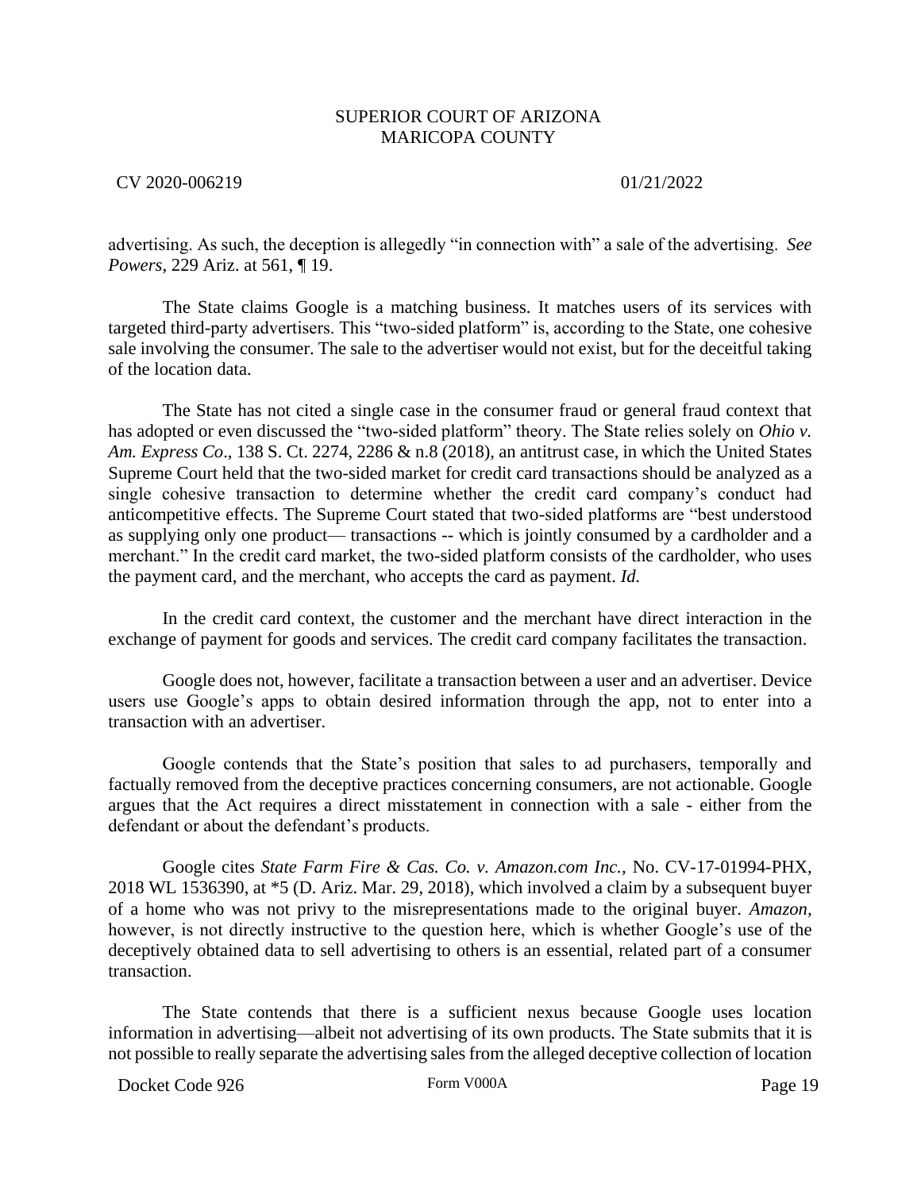advertising. As such, the deception is allegedly "in connection with" a sale of the advertising. *See Powers*, 229 Ariz. at 561, ¶ 19.

The State claims Google is a matching business. It matches users of its services with targeted third-party advertisers. This "two-sided platform" is, according to the State, one cohesive sale involving the consumer. The sale to the advertiser would not exist, but for the deceitful taking of the location data.

The State has not cited a single case in the consumer fraud or general fraud context that has adopted or even discussed the "two-sided platform" theory. The State relies solely on *Ohio v. Am. Express Co*., 138 S. Ct. 2274, 2286 & n.8 (2018), an antitrust case, in which the United States Supreme Court held that the two-sided market for credit card transactions should be analyzed as a single cohesive transaction to determine whether the credit card company's conduct had anticompetitive effects. The Supreme Court stated that two-sided platforms are "best understood as supplying only one product— transactions -- which is jointly consumed by a cardholder and a merchant." In the credit card market, the two-sided platform consists of the cardholder, who uses the payment card, and the merchant, who accepts the card as payment. *Id.*

In the credit card context, the customer and the merchant have direct interaction in the exchange of payment for goods and services. The credit card company facilitates the transaction.

Google does not, however, facilitate a transaction between a user and an advertiser. Device users use Google's apps to obtain desired information through the app, not to enter into a transaction with an advertiser.

Google contends that the State's position that sales to ad purchasers, temporally and factually removed from the deceptive practices concerning consumers, are not actionable. Google argues that the Act requires a direct misstatement in connection with a sale - either from the defendant or about the defendant's products.

Google cites *State Farm Fire & Cas. Co. v. Amazon.com Inc.*, No. CV-17-01994-PHX, 2018 WL 1536390, at *5 (D. Ariz. Mar. 29, 2018), which involved a claim by a subsequent buyer of a home who was not privy to the misrepresentations made to the original buyer. *Amazon,* however, is not directly instructive to the question here, which is whether Google's use of the deceptively obtained data to sell advertising to others is an essential, related part of a consumer transaction.

The State contends that there is a sufficient nexus because Google uses location information in advertising—albeit not advertising of its own products. The State submits that it is not possible to really separate the advertising sales from the alleged deceptive collection of location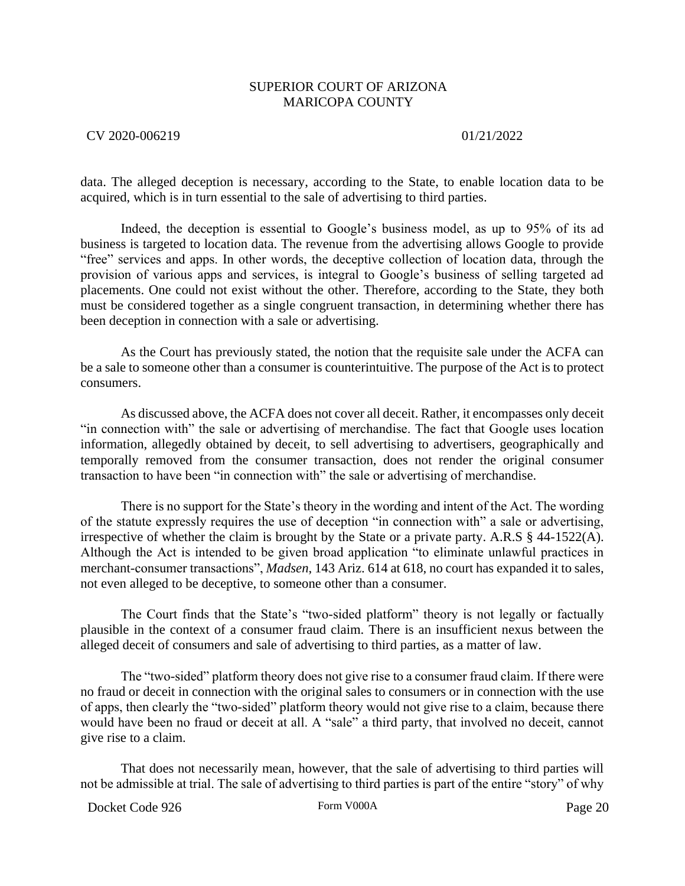data. The alleged deception is necessary, according to the State, to enable location data to be acquired, which is in turn essential to the sale of advertising to third parties.

Indeed, the deception is essential to Google's business model, as up to 95% of its ad business is targeted to location data. The revenue from the advertising allows Google to provide "free" services and apps. In other words, the deceptive collection of location data, through the provision of various apps and services, is integral to Google's business of selling targeted ad placements. One could not exist without the other. Therefore, according to the State, they both must be considered together as a single congruent transaction, in determining whether there has been deception in connection with a sale or advertising.

As the Court has previously stated, the notion that the requisite sale under the ACFA can be a sale to someone other than a consumer is counterintuitive. The purpose of the Act is to protect consumers.

As discussed above, the ACFA does not cover all deceit. Rather, it encompasses only deceit "in connection with" the sale or advertising of merchandise. The fact that Google uses location information, allegedly obtained by deceit, to sell advertising to advertisers, geographically and temporally removed from the consumer transaction, does not render the original consumer transaction to have been "in connection with" the sale or advertising of merchandise.

There is no support for the State's theory in the wording and intent of the Act. The wording of the statute expressly requires the use of deception "in connection with" a sale or advertising, irrespective of whether the claim is brought by the State or a private party. A.R.S § 44-1522(A). Although the Act is intended to be given broad application "to eliminate unlawful practices in merchant-consumer transactions", *Madsen*, 143 Ariz. 614 at 618, no court has expanded it to sales, not even alleged to be deceptive, to someone other than a consumer.

The Court finds that the State's "two-sided platform" theory is not legally or factually plausible in the context of a consumer fraud claim. There is an insufficient nexus between the alleged deceit of consumers and sale of advertising to third parties, as a matter of law.

The "two-sided" platform theory does not give rise to a consumer fraud claim. If there were no fraud or deceit in connection with the original sales to consumers or in connection with the use of apps, then clearly the "two-sided" platform theory would not give rise to a claim, because there would have been no fraud or deceit at all. A "sale" a third party, that involved no deceit, cannot give rise to a claim.

That does not necessarily mean, however, that the sale of advertising to third parties will not be admissible at trial. The sale of advertising to third parties is part of the entire "story" of why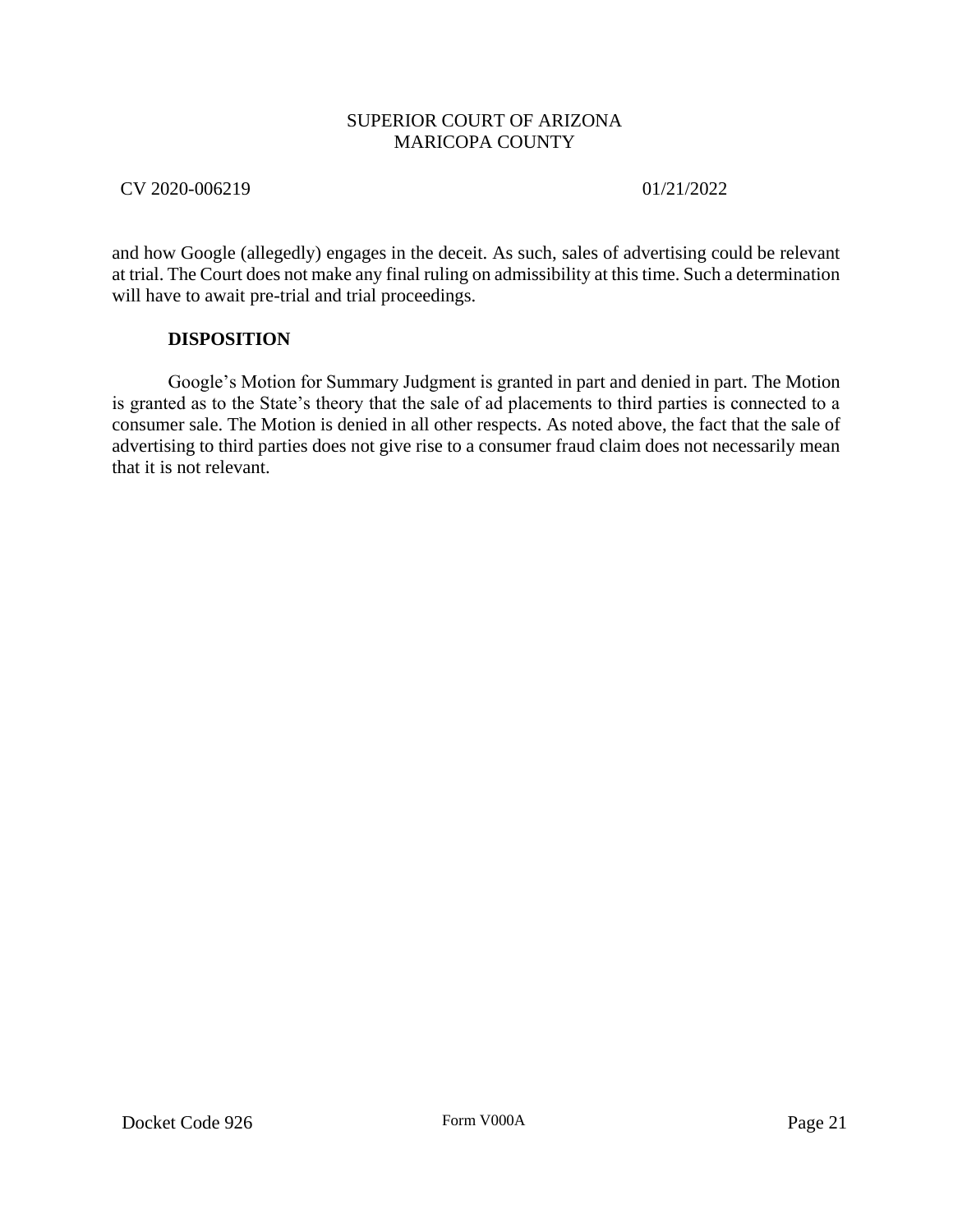and how Google (allegedly) engages in the deceit. As such, sales of advertising could be relevant at trial. The Court does not make any final ruling on admissibility at this time. Such a determination will have to await pre-trial and trial proceedings.

**DISPOSITION**

Google's Motion for Summary Judgment is granted in part and denied in part. The Motion is granted as to the State's theory that the sale of ad placements to third parties is connected to a consumer sale. The Motion is denied in all other respects. As noted above, the fact that the sale of advertising to third parties does not give rise to a consumer fraud claim does not necessarily mean that it is not relevant.